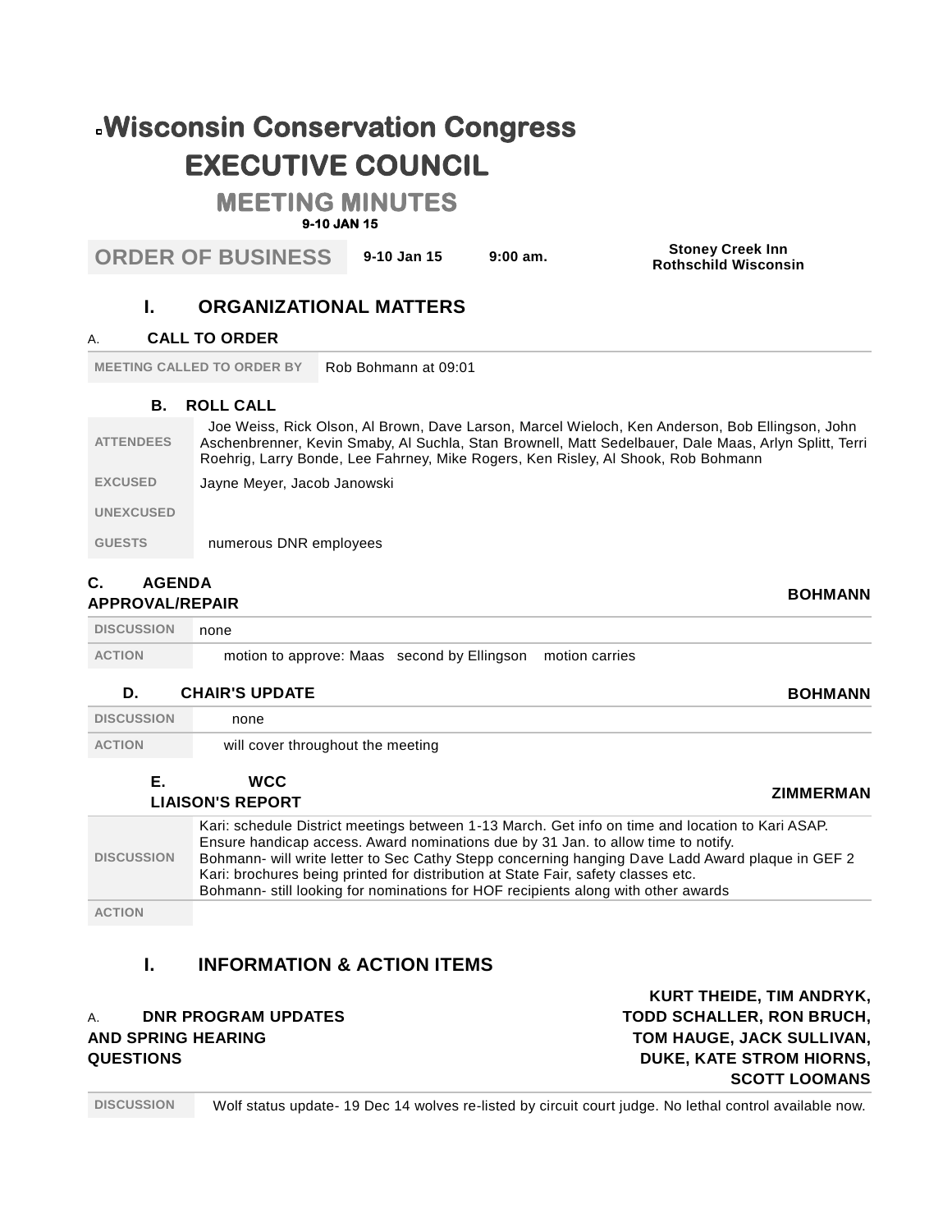# Wisconsin Conservation Congress

## EXECUTIVE COUNCIL

## MEETING MINUTES

**9-10 JAN 15**

| ORDER OF BUSINESS | 9-10 Jan 15 | 9:00 am. | Stoney Creek Inn Rothschild Wisconsin |
|---|---|---|---|

### I. ORGANIZATIONAL MATTERS

#### A. CALL TO ORDER

| MEETING CALLED TO ORDER BY | Rob Bohmann at 09:01 |
|---|---|

#### B. ROLL CALL

| | |
|---|---|
| ATTENDEES | Joe Weiss, Rick Olson, Al Brown, Dave Larson, Marcel Wieloch, Ken Anderson, Bob Ellingson, John Aschenbrenner, Kevin Smaby, Al Suchla, Stan Brownell, Matt Sedelbauer, Dale Maas, Arlyn Splitt, Terri Roehrig, Larry Bonde, Lee Fahrney, Mike Rogers, Ken Risley, Al Shook, Rob Bohmann |
| EXCUSED | Jayne Meyer, Jacob Janowski |
| UNEXCUSED | |
| GUESTS | numerous DNR employees |

#### C. AGENDA APPROVAL/REPAIR — BOHMANN

| | |
|---|---|
| DISCUSSION | none |
| ACTION | motion to approve: Maas second by Ellingson motion carries |

#### D. CHAIR'S UPDATE — BOHMANN

| | |
|---|---|
| DISCUSSION | none |
| ACTION | will cover throughout the meeting |

#### E. WCC LIAISON'S REPORT — ZIMMERMAN

| | |
|---|---|
| DISCUSSION | Kari: schedule District meetings between 1-13 March. Get info on time and location to Kari ASAP. Ensure handicap access. Award nominations due by 31 Jan. to allow time to notify.<br>Bohmann- will write letter to Sec Cathy Stepp concerning hanging Dave Ladd Award plaque in GEF 2<br>Kari: brochures being printed for distribution at State Fair, safety classes etc.<br>Bohmann- still looking for nominations for HOF recipients along with other awards |
| ACTION | |

### I. INFORMATION & ACTION ITEMS

#### A. DNR PROGRAM UPDATES AND SPRING HEARING QUESTIONS — KURT THEIDE, TIM ANDRYK, TODD SCHALLER, RON BRUCH, TOM HAUGE, JACK SULLIVAN, DUKE, KATE STROM HIORNS, SCOTT LOOMANS

| | |
|---|---|
| DISCUSSION | Wolf status update- 19 Dec 14 wolves re-listed by circuit court judge. No lethal control available now. |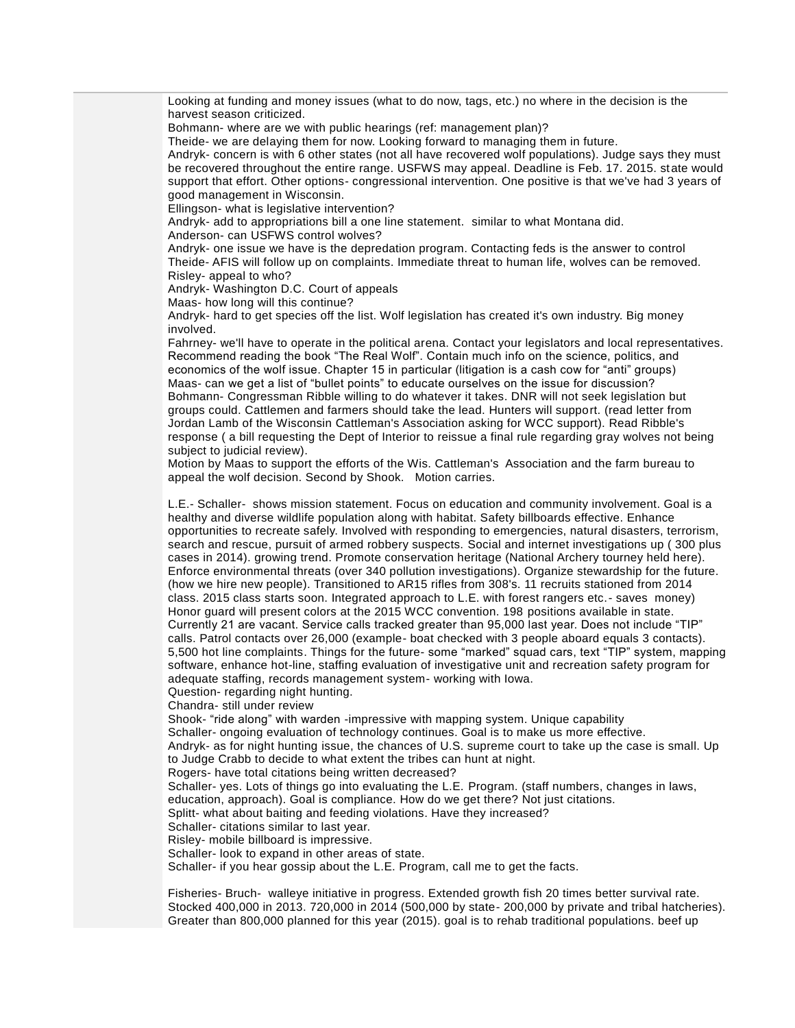Looking at funding and money issues (what to do now, tags, etc.) no where in the decision is the harvest season criticized.
Bohmann- where are we with public hearings (ref: management plan)?
Theide- we are delaying them for now. Looking forward to managing them in future.
Andryk- concern is with 6 other states (not all have recovered wolf populations). Judge says they must be recovered throughout the entire range. USFWS may appeal. Deadline is Feb. 17. 2015. state would support that effort. Other options- congressional intervention. One positive is that we've had 3 years of good management in Wisconsin.
Ellingson- what is legislative intervention?
Andryk- add to appropriations bill a one line statement. similar to what Montana did.
Anderson- can USFWS control wolves?
Andryk- one issue we have is the depredation program. Contacting feds is the answer to control
Theide- AFIS will follow up on complaints. Immediate threat to human life, wolves can be removed.
Risley- appeal to who?
Andryk- Washington D.C. Court of appeals
Maas- how long will this continue?
Andryk- hard to get species off the list. Wolf legislation has created it's own industry. Big money involved.
Fahrney- we'll have to operate in the political arena. Contact your legislators and local representatives. Recommend reading the book "The Real Wolf". Contain much info on the science, politics, and economics of the wolf issue. Chapter 15 in particular (litigation is a cash cow for "anti" groups)
Maas- can we get a list of "bullet points" to educate ourselves on the issue for discussion?
Bohmann- Congressman Ribble willing to do whatever it takes. DNR will not seek legislation but groups could. Cattlemen and farmers should take the lead. Hunters will support. (read letter from Jordan Lamb of the Wisconsin Cattleman's Association asking for WCC support). Read Ribble's response ( a bill requesting the Dept of Interior to reissue a final rule regarding gray wolves not being subject to judicial review).
Motion by Maas to support the efforts of the Wis. Cattleman's Association and the farm bureau to appeal the wolf decision. Second by Shook. Motion carries.

L.E.- Schaller- shows mission statement. Focus on education and community involvement. Goal is a healthy and diverse wildlife population along with habitat. Safety billboards effective. Enhance opportunities to recreate safely. Involved with responding to emergencies, natural disasters, terrorism, search and rescue, pursuit of armed robbery suspects. Social and internet investigations up ( 300 plus cases in 2014). growing trend. Promote conservation heritage (National Archery tourney held here). Enforce environmental threats (over 340 pollution investigations). Organize stewardship for the future. (how we hire new people). Transitioned to AR15 rifles from 308's. 11 recruits stationed from 2014 class. 2015 class starts soon. Integrated approach to L.E. with forest rangers etc.- saves money) Honor guard will present colors at the 2015 WCC convention. 198 positions available in state. Currently 21 are vacant. Service calls tracked greater than 95,000 last year. Does not include "TIP" calls. Patrol contacts over 26,000 (example- boat checked with 3 people aboard equals 3 contacts). 5,500 hot line complaints. Things for the future- some "marked" squad cars, text "TIP" system, mapping software, enhance hot-line, staffing evaluation of investigative unit and recreation safety program for adequate staffing, records management system- working with Iowa.
Question- regarding night hunting.
Chandra- still under review
Shook- "ride along" with warden -impressive with mapping system. Unique capability
Schaller- ongoing evaluation of technology continues. Goal is to make us more effective.
Andryk- as for night hunting issue, the chances of U.S. supreme court to take up the case is small. Up to Judge Crabb to decide to what extent the tribes can hunt at night.
Rogers- have total citations being written decreased?
Schaller- yes. Lots of things go into evaluating the L.E. Program. (staff numbers, changes in laws, education, approach). Goal is compliance. How do we get there? Not just citations.
Splitt- what about baiting and feeding violations. Have they increased?
Schaller- citations similar to last year.
Risley- mobile billboard is impressive.
Schaller- look to expand in other areas of state.
Schaller- if you hear gossip about the L.E. Program, call me to get the facts.

Fisheries- Bruch- walleye initiative in progress. Extended growth fish 20 times better survival rate. Stocked 400,000 in 2013. 720,000 in 2014 (500,000 by state- 200,000 by private and tribal hatcheries). Greater than 800,000 planned for this year (2015). goal is to rehab traditional populations. beef up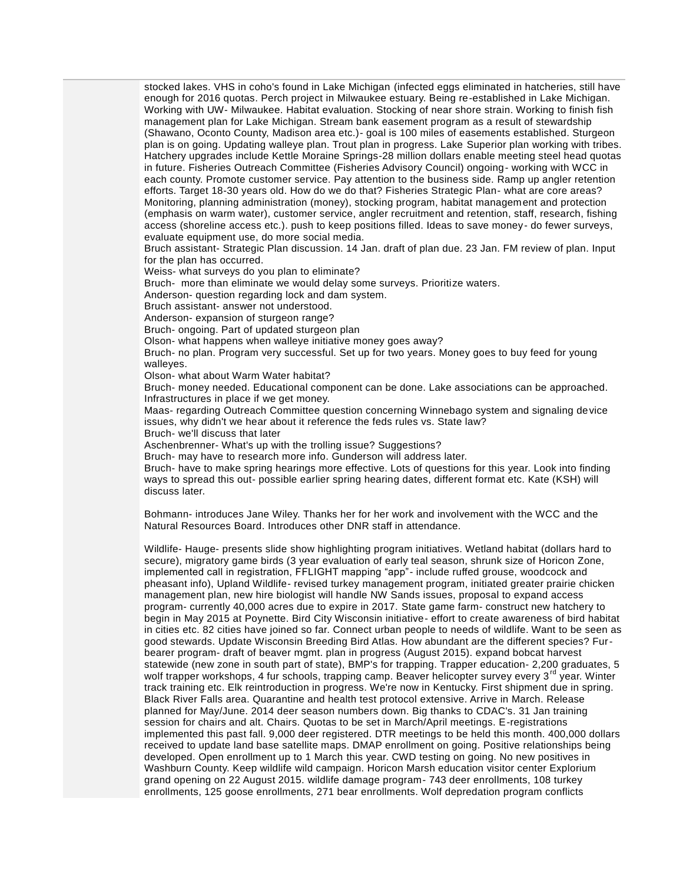stocked lakes. VHS in coho's found in Lake Michigan (infected eggs eliminated in hatcheries, still have enough for 2016 quotas. Perch project in Milwaukee estuary. Being re-established in Lake Michigan. Working with UW- Milwaukee. Habitat evaluation. Stocking of near shore strain. Working to finish fish management plan for Lake Michigan. Stream bank easement program as a result of stewardship (Shawano, Oconto County, Madison area etc.)- goal is 100 miles of easements established. Sturgeon plan is on going. Updating walleye plan. Trout plan in progress. Lake Superior plan working with tribes. Hatchery upgrades include Kettle Moraine Springs-28 million dollars enable meeting steel head quotas in future. Fisheries Outreach Committee (Fisheries Advisory Council) ongoing- working with WCC in each county. Promote customer service. Pay attention to the business side. Ramp up angler retention efforts. Target 18-30 years old. How do we do that? Fisheries Strategic Plan- what are core areas? Monitoring, planning administration (money), stocking program, habitat management and protection (emphasis on warm water), customer service, angler recruitment and retention, staff, research, fishing access (shoreline access etc.). push to keep positions filled. Ideas to save money- do fewer surveys, evaluate equipment use, do more social media.

Bruch assistant- Strategic Plan discussion. 14 Jan. draft of plan due. 23 Jan. FM review of plan. Input for the plan has occurred.

Weiss- what surveys do you plan to eliminate?

Bruch- more than eliminate we would delay some surveys. Prioritize waters.

Anderson- question regarding lock and dam system.

Bruch assistant- answer not understood.

Anderson- expansion of sturgeon range?

Bruch- ongoing. Part of updated sturgeon plan

Olson- what happens when walleye initiative money goes away?

Bruch- no plan. Program very successful. Set up for two years. Money goes to buy feed for young walleyes.

Olson- what about Warm Water habitat?

Bruch- money needed. Educational component can be done. Lake associations can be approached. Infrastructures in place if we get money.

Maas- regarding Outreach Committee question concerning Winnebago system and signaling device issues, why didn't we hear about it reference the feds rules vs. State law?

Bruch- we'll discuss that later

Aschenbrenner- What's up with the trolling issue? Suggestions?

Bruch- may have to research more info. Gunderson will address later.

Bruch- have to make spring hearings more effective. Lots of questions for this year. Look into finding ways to spread this out- possible earlier spring hearing dates, different format etc. Kate (KSH) will discuss later.

Bohmann- introduces Jane Wiley. Thanks her for her work and involvement with the WCC and the Natural Resources Board. Introduces other DNR staff in attendance.

Wildlife- Hauge- presents slide show highlighting program initiatives. Wetland habitat (dollars hard to secure), migratory game birds (3 year evaluation of early teal season, shrunk size of Horicon Zone, implemented call in registration, FFLIGHT mapping "app"- include ruffed grouse, woodcock and pheasant info), Upland Wildlife- revised turkey management program, initiated greater prairie chicken management plan, new hire biologist will handle NW Sands issues, proposal to expand access program- currently 40,000 acres due to expire in 2017. State game farm- construct new hatchery to begin in May 2015 at Poynette. Bird City Wisconsin initiative- effort to create awareness of bird habitat in cities etc. 82 cities have joined so far. Connect urban people to needs of wildlife. Want to be seen as good stewards. Update Wisconsin Breeding Bird Atlas. How abundant are the different species? Fur-bearer program- draft of beaver mgmt. plan in progress (August 2015). expand bobcat harvest statewide (new zone in south part of state), BMP's for trapping. Trapper education- 2,200 graduates, 5 wolf trapper workshops, 4 fur schools, trapping camp. Beaver helicopter survey every 3rd year. Winter track training etc. Elk reintroduction in progress. We're now in Kentucky. First shipment due in spring. Black River Falls area. Quarantine and health test protocol extensive. Arrive in March. Release planned for May/June. 2014 deer season numbers down. Big thanks to CDAC's. 31 Jan training session for chairs and alt. Chairs. Quotas to be set in March/April meetings. E-registrations implemented this past fall. 9,000 deer registered. DTR meetings to be held this month. 400,000 dollars received to update land base satellite maps. DMAP enrollment on going. Positive relationships being developed. Open enrollment up to 1 March this year. CWD testing on going. No new positives in Washburn County. Keep wildlife wild campaign. Horicon Marsh education visitor center Explorium grand opening on 22 August 2015. wildlife damage program- 743 deer enrollments, 108 turkey enrollments, 125 goose enrollments, 271 bear enrollments. Wolf depredation program conflicts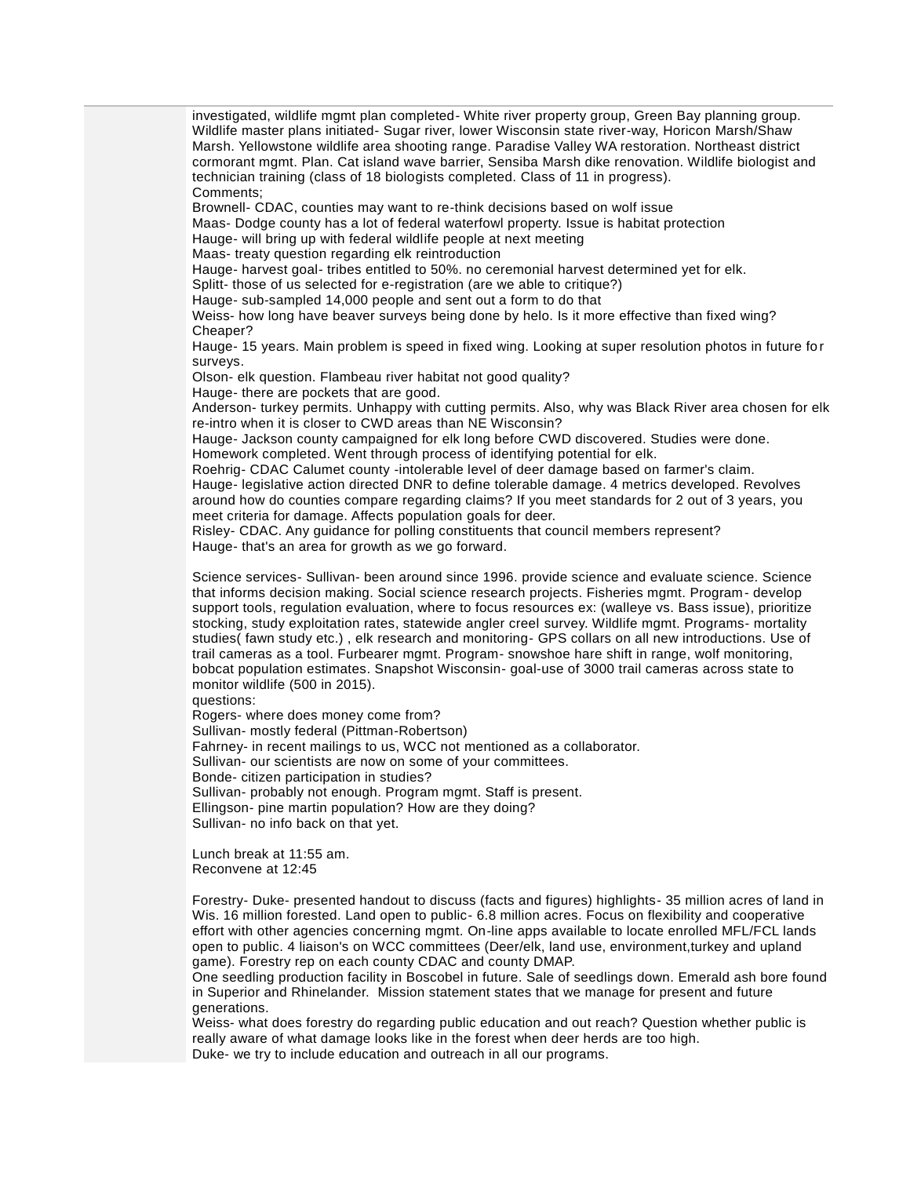investigated, wildlife mgmt plan completed- White river property group, Green Bay planning group. Wildlife master plans initiated- Sugar river, lower Wisconsin state river-way, Horicon Marsh/Shaw Marsh. Yellowstone wildlife area shooting range. Paradise Valley WA restoration. Northeast district cormorant mgmt. Plan. Cat island wave barrier, Sensiba Marsh dike renovation. Wildlife biologist and technician training (class of 18 biologists completed. Class of 11 in progress).
Comments;
Brownell- CDAC, counties may want to re-think decisions based on wolf issue
Maas- Dodge county has a lot of federal waterfowl property. Issue is habitat protection
Hauge- will bring up with federal wildlife people at next meeting
Maas- treaty question regarding elk reintroduction
Hauge- harvest goal- tribes entitled to 50%. no ceremonial harvest determined yet for elk.
Splitt- those of us selected for e-registration (are we able to critique?)
Hauge- sub-sampled 14,000 people and sent out a form to do that
Weiss- how long have beaver surveys being done by helo. Is it more effective than fixed wing? Cheaper?
Hauge- 15 years. Main problem is speed in fixed wing. Looking at super resolution photos in future for surveys.
Olson- elk question. Flambeau river habitat not good quality?
Hauge- there are pockets that are good.
Anderson- turkey permits. Unhappy with cutting permits. Also, why was Black River area chosen for elk re-intro when it is closer to CWD areas than NE Wisconsin?
Hauge- Jackson county campaigned for elk long before CWD discovered. Studies were done. Homework completed. Went through process of identifying potential for elk.
Roehrig- CDAC Calumet county -intolerable level of deer damage based on farmer's claim.
Hauge- legislative action directed DNR to define tolerable damage. 4 metrics developed. Revolves around how do counties compare regarding claims? If you meet standards for 2 out of 3 years, you meet criteria for damage. Affects population goals for deer.
Risley- CDAC. Any guidance for polling constituents that council members represent?
Hauge- that's an area for growth as we go forward.

Science services- Sullivan- been around since 1996. provide science and evaluate science. Science that informs decision making. Social science research projects. Fisheries mgmt. Program- develop support tools, regulation evaluation, where to focus resources ex: (walleye vs. Bass issue), prioritize stocking, study exploitation rates, statewide angler creel survey. Wildlife mgmt. Programs- mortality studies( fawn study etc.) , elk research and monitoring- GPS collars on all new introductions. Use of trail cameras as a tool. Furbearer mgmt. Program- snowshoe hare shift in range, wolf monitoring, bobcat population estimates. Snapshot Wisconsin- goal-use of 3000 trail cameras across state to monitor wildlife (500 in 2015).
questions:
Rogers- where does money come from?
Sullivan- mostly federal (Pittman-Robertson)
Fahrney- in recent mailings to us, WCC not mentioned as a collaborator.
Sullivan- our scientists are now on some of your committees.
Bonde- citizen participation in studies?
Sullivan- probably not enough. Program mgmt. Staff is present.
Ellingson- pine martin population? How are they doing?
Sullivan- no info back on that yet.

Lunch break at 11:55 am.
Reconvene at 12:45

Forestry- Duke- presented handout to discuss (facts and figures) highlights- 35 million acres of land in Wis. 16 million forested. Land open to public- 6.8 million acres. Focus on flexibility and cooperative effort with other agencies concerning mgmt. On-line apps available to locate enrolled MFL/FCL lands open to public. 4 liaison's on WCC committees (Deer/elk, land use, environment,turkey and upland game). Forestry rep on each county CDAC and county DMAP.
One seedling production facility in Boscobel in future. Sale of seedlings down. Emerald ash bore found in Superior and Rhinelander. Mission statement states that we manage for present and future generations.
Weiss- what does forestry do regarding public education and out reach? Question whether public is really aware of what damage looks like in the forest when deer herds are too high.
Duke- we try to include education and outreach in all our programs.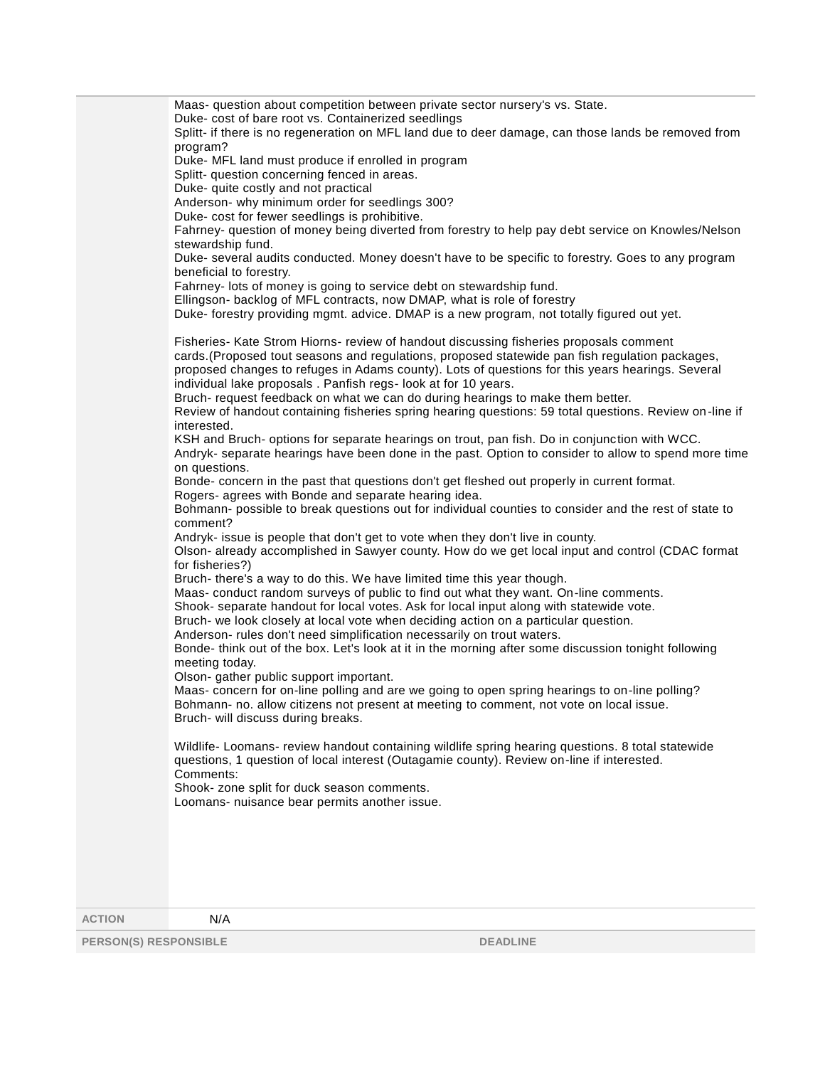Maas- question about competition between private sector nursery's vs. State.
Duke- cost of bare root vs. Containerized seedlings
Splitt- if there is no regeneration on MFL land due to deer damage, can those lands be removed from program?
Duke- MFL land must produce if enrolled in program
Splitt- question concerning fenced in areas.
Duke- quite costly and not practical
Anderson- why minimum order for seedlings 300?
Duke- cost for fewer seedlings is prohibitive.
Fahrney- question of money being diverted from forestry to help pay debt service on Knowles/Nelson stewardship fund.
Duke- several audits conducted. Money doesn't have to be specific to forestry. Goes to any program beneficial to forestry.
Fahrney- lots of money is going to service debt on stewardship fund.
Ellingson- backlog of MFL contracts, now DMAP, what is role of forestry
Duke- forestry providing mgmt. advice. DMAP is a new program, not totally figured out yet.

Fisheries- Kate Strom Hiorns- review of handout discussing fisheries proposals comment cards.(Proposed tout seasons and regulations, proposed statewide pan fish regulation packages, proposed changes to refuges in Adams county). Lots of questions for this years hearings. Several individual lake proposals . Panfish regs- look at for 10 years.
Bruch- request feedback on what we can do during hearings to make them better.
Review of handout containing fisheries spring hearing questions: 59 total questions. Review on-line if interested.
KSH and Bruch- options for separate hearings on trout, pan fish. Do in conjunction with WCC.
Andryk- separate hearings have been done in the past. Option to consider to allow to spend more time on questions.
Bonde- concern in the past that questions don't get fleshed out properly in current format.
Rogers- agrees with Bonde and separate hearing idea.
Bohmann- possible to break questions out for individual counties to consider and the rest of state to comment?
Andryk- issue is people that don't get to vote when they don't live in county.
Olson- already accomplished in Sawyer county. How do we get local input and control (CDAC format for fisheries?)
Bruch- there's a way to do this. We have limited time this year though.
Maas- conduct random surveys of public to find out what they want. On-line comments.
Shook- separate handout for local votes. Ask for local input along with statewide vote.
Bruch- we look closely at local vote when deciding action on a particular question.
Anderson- rules don't need simplification necessarily on trout waters.
Bonde- think out of the box. Let's look at it in the morning after some discussion tonight following meeting today.
Olson- gather public support important.
Maas- concern for on-line polling and are we going to open spring hearings to on-line polling?
Bohmann- no. allow citizens not present at meeting to comment, not vote on local issue.
Bruch- will discuss during breaks.

Wildlife- Loomans- review handout containing wildlife spring hearing questions. 8 total statewide questions, 1 question of local interest (Outagamie county). Review on-line if interested.
Comments:
Shook- zone split for duck season comments.
Loomans- nuisance bear permits another issue.

| ACTION | N/A |
|---|---|
| PERSON(S) RESPONSIBLE | DEADLINE |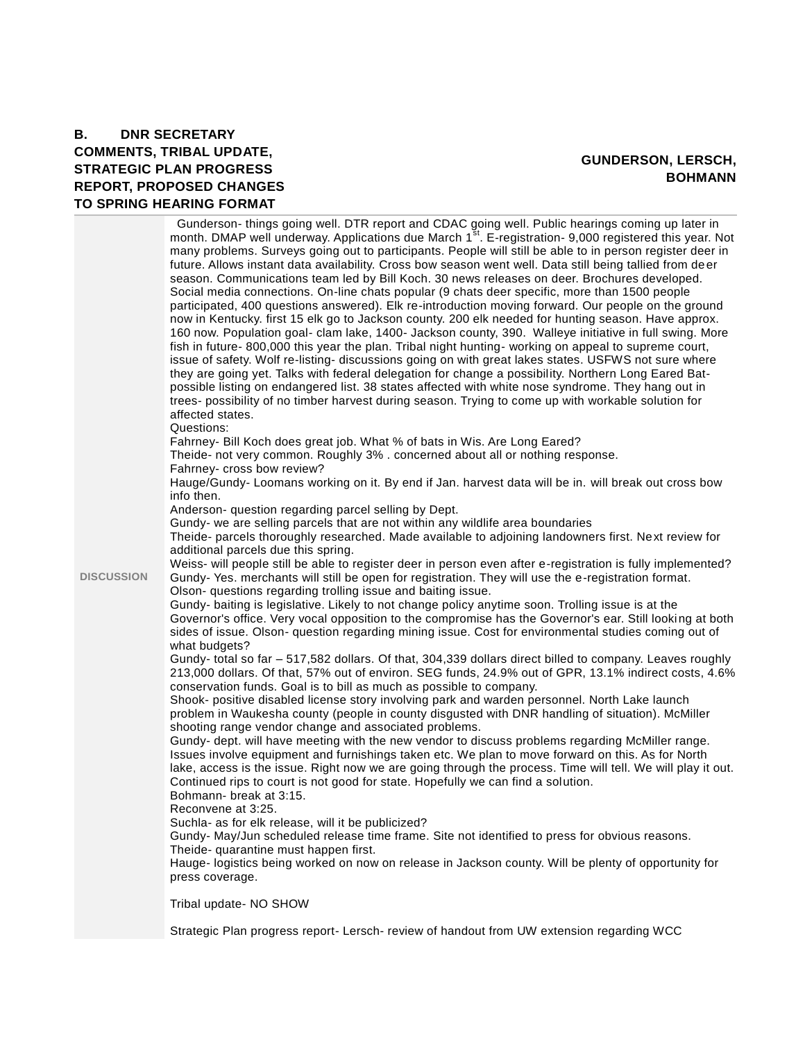**B. DNR SECRETARY COMMENTS, TRIBAL UPDATE, STRATEGIC PLAN PROGRESS REPORT, PROPOSED CHANGES TO SPRING HEARING FORMAT**

**GUNDERSON, LERSCH, BOHMANN**

**DISCUSSION**

Gunderson- things going well. DTR report and CDAC going well. Public hearings coming up later in month. DMAP well underway. Applications due March 1st. E-registration- 9,000 registered this year. Not many problems. Surveys going out to participants. People will still be able to in person register deer in future. Allows instant data availability. Cross bow season went well. Data still being tallied from deer season. Communications team led by Bill Koch. 30 news releases on deer. Brochures developed. Social media connections. On-line chats popular (9 chats deer specific, more than 1500 people participated, 400 questions answered). Elk re-introduction moving forward. Our people on the ground now in Kentucky. first 15 elk go to Jackson county. 200 elk needed for hunting season. Have approx. 160 now. Population goal- clam lake, 1400- Jackson county, 390. Walleye initiative in full swing. More fish in future- 800,000 this year the plan. Tribal night hunting- working on appeal to supreme court, issue of safety. Wolf re-listing- discussions going on with great lakes states. USFWS not sure where they are going yet. Talks with federal delegation for change a possibility. Northern Long Eared Bat- possible listing on endangered list. 38 states affected with white nose syndrome. They hang out in trees- possibility of no timber harvest during season. Trying to come up with workable solution for affected states.

Questions:

Fahrney- Bill Koch does great job. What % of bats in Wis. Are Long Eared?

Theide- not very common. Roughly 3% . concerned about all or nothing response.

Fahrney- cross bow review?

Hauge/Gundy- Loomans working on it. By end if Jan. harvest data will be in. will break out cross bow info then.

Anderson- question regarding parcel selling by Dept.

Gundy- we are selling parcels that are not within any wildlife area boundaries

Theide- parcels thoroughly researched. Made available to adjoining landowners first. Next review for additional parcels due this spring.

Weiss- will people still be able to register deer in person even after e-registration is fully implemented?

Gundy- Yes. merchants will still be open for registration. They will use the e-registration format.

Olson- questions regarding trolling issue and baiting issue.

Gundy- baiting is legislative. Likely to not change policy anytime soon. Trolling issue is at the Governor's office. Very vocal opposition to the compromise has the Governor's ear. Still looking at both sides of issue. Olson- question regarding mining issue. Cost for environmental studies coming out of what budgets?

Gundy- total so far – 517,582 dollars. Of that, 304,339 dollars direct billed to company. Leaves roughly 213,000 dollars. Of that, 57% out of environ. SEG funds, 24.9% out of GPR, 13.1% indirect costs, 4.6% conservation funds. Goal is to bill as much as possible to company.

Shook- positive disabled license story involving park and warden personnel. North Lake launch problem in Waukesha county (people in county disgusted with DNR handling of situation). McMiller shooting range vendor change and associated problems.

Gundy- dept. will have meeting with the new vendor to discuss problems regarding McMiller range. Issues involve equipment and furnishings taken etc. We plan to move forward on this. As for North lake, access is the issue. Right now we are going through the process. Time will tell. We will play it out. Continued rips to court is not good for state. Hopefully we can find a solution.

Bohmann- break at 3:15.

Reconvene at 3:25.

Suchla- as for elk release, will it be publicized?

Gundy- May/Jun scheduled release time frame. Site not identified to press for obvious reasons.

Theide- quarantine must happen first.

Hauge- logistics being worked on now on release in Jackson county. Will be plenty of opportunity for press coverage.

Tribal update- NO SHOW

Strategic Plan progress report- Lersch- review of handout from UW extension regarding WCC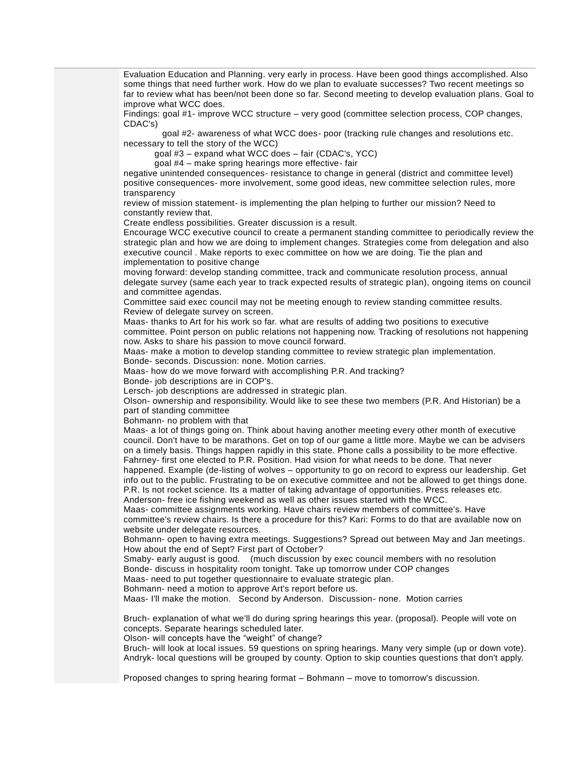Evaluation Education and Planning. very early in process. Have been good things accomplished. Also some things that need further work. How do we plan to evaluate successes? Two recent meetings so far to review what has been/not been done so far. Second meeting to develop evaluation plans. Goal to improve what WCC does.

Findings: goal #1- improve WCC structure – very good (committee selection process, COP changes, CDAC's)

goal #2- awareness of what WCC does- poor (tracking rule changes and resolutions etc. necessary to tell the story of the WCC)

goal #3 – expand what WCC does – fair (CDAC's, YCC)

goal #4 – make spring hearings more effective- fair

negative unintended consequences- resistance to change in general (district and committee level)

positive consequences- more involvement, some good ideas, new committee selection rules, more transparency

review of mission statement- is implementing the plan helping to further our mission? Need to constantly review that.

Create endless possibilities. Greater discussion is a result.

Encourage WCC executive council to create a permanent standing committee to periodically review the strategic plan and how we are doing to implement changes. Strategies come from delegation and also executive council . Make reports to exec committee on how we are doing. Tie the plan and implementation to positive change

moving forward: develop standing committee, track and communicate resolution process, annual delegate survey (same each year to track expected results of strategic plan), ongoing items on council and committee agendas.

Committee said exec council may not be meeting enough to review standing committee results.

Review of delegate survey on screen.

Maas- thanks to Art for his work so far. what are results of adding two positions to executive committee. Point person on public relations not happening now. Tracking of resolutions not happening now. Asks to share his passion to move council forward.

Maas- make a motion to develop standing committee to review strategic plan implementation.

Bonde- seconds. Discussion: none. Motion carries.

Maas- how do we move forward with accomplishing P.R. And tracking?

Bonde- job descriptions are in COP's.

Lersch- job descriptions are addressed in strategic plan.

Olson- ownership and responsibility. Would like to see these two members (P.R. And Historian) be a part of standing committee

Bohmann- no problem with that

Maas- a lot of things going on. Think about having another meeting every other month of executive council. Don't have to be marathons. Get on top of our game a little more. Maybe we can be advisers on a timely basis. Things happen rapidly in this state. Phone calls a possibility to be more effective.

Fahrney- first one elected to P.R. Position. Had vision for what needs to be done. That never happened. Example (de-listing of wolves – opportunity to go on record to express our leadership. Get info out to the public. Frustrating to be on executive committee and not be allowed to get things done. P.R. Is not rocket science. Its a matter of taking advantage of opportunities. Press releases etc.

Anderson- free ice fishing weekend as well as other issues started with the WCC.

Maas- committee assignments working. Have chairs review members of committee's. Have committee's review chairs. Is there a procedure for this? Kari: Forms to do that are available now on website under delegate resources.

Bohmann- open to having extra meetings. Suggestions? Spread out between May and Jan meetings. How about the end of Sept? First part of October?

Smaby- early august is good. (much discussion by exec council members with no resolution

Bonde- discuss in hospitality room tonight. Take up tomorrow under COP changes

Maas- need to put together questionnaire to evaluate strategic plan.

Bohmann- need a motion to approve Art's report before us.

Maas- I'll make the motion. Second by Anderson. Discussion- none. Motion carries

Bruch- explanation of what we'll do during spring hearings this year. (proposal). People will vote on concepts. Separate hearings scheduled later.

Olson- will concepts have the "weight" of change?

Bruch- will look at local issues. 59 questions on spring hearings. Many very simple (up or down vote).

Andryk- local questions will be grouped by county. Option to skip counties questions that don't apply.

Proposed changes to spring hearing format – Bohmann – move to tomorrow's discussion.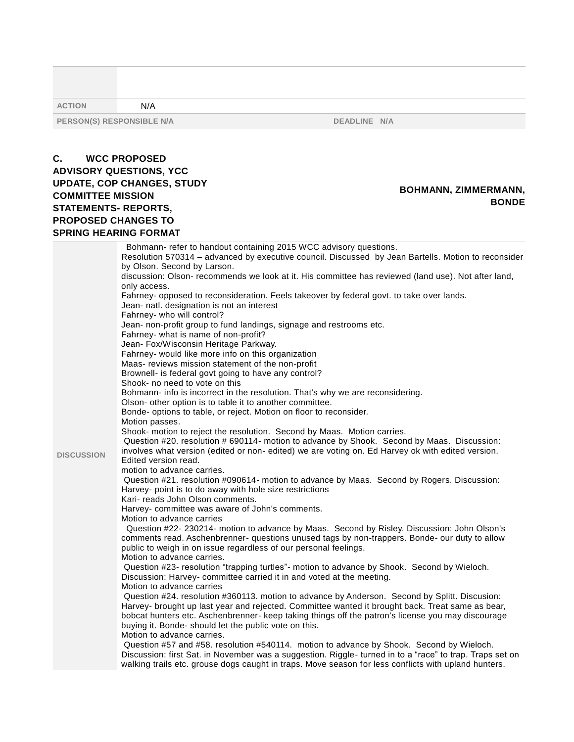| | |
|---|---|
| | |
| **ACTION** | N/A |
| **PERSON(S) RESPONSIBLE** N/A | **DEADLINE** N/A |

## C. WCC PROPOSED ADVISORY QUESTIONS, YCC UPDATE, COP CHANGES, STUDY COMMITTEE MISSION STATEMENTS- REPORTS, PROPOSED CHANGES TO SPRING HEARING FORMAT

**BOHMANN, ZIMMERMANN, BONDE**

**DISCUSSION**

Bohmann- refer to handout containing 2015 WCC advisory questions.
Resolution 570314 – advanced by executive council. Discussed by Jean Bartells. Motion to reconsider by Olson. Second by Larson.
discussion: Olson- recommends we look at it. His committee has reviewed (land use). Not after land, only access.
Fahrney- opposed to reconsideration. Feels takeover by federal govt. to take over lands.
Jean- natl. designation is not an interest
Fahrney- who will control?
Jean- non-profit group to fund landings, signage and restrooms etc.
Fahrney- what is name of non-profit?
Jean- Fox/Wisconsin Heritage Parkway.
Fahrney- would like more info on this organization
Maas- reviews mission statement of the non-profit
Brownell- is federal govt going to have any control?
Shook- no need to vote on this
Bohmann- info is incorrect in the resolution. That's why we are reconsidering.
Olson- other option is to table it to another committee.
Bonde- options to table, or reject. Motion on floor to reconsider.
Motion passes.
Shook- motion to reject the resolution. Second by Maas. Motion carries.
Question #20. resolution # 690114- motion to advance by Shook. Second by Maas. Discussion: involves what version (edited or non- edited) we are voting on. Ed Harvey ok with edited version. Edited version read.
motion to advance carries.
Question #21. resolution #090614- motion to advance by Maas. Second by Rogers. Discussion: Harvey- point is to do away with hole size restrictions
Kari- reads John Olson comments.
Harvey- committee was aware of John's comments.
Motion to advance carries
Question #22- 230214- motion to advance by Maas. Second by Risley. Discussion: John Olson's comments read. Aschenbrenner- questions unused tags by non-trappers. Bonde- our duty to allow public to weigh in on issue regardless of our personal feelings.
Motion to advance carries.
Question #23- resolution "trapping turtles"- motion to advance by Shook. Second by Wieloch. Discussion: Harvey- committee carried it in and voted at the meeting.
Motion to advance carries
Question #24. resolution #360113. motion to advance by Anderson. Second by Splitt. Discusion: Harvey- brought up last year and rejected. Committee wanted it brought back. Treat same as bear, bobcat hunters etc. Aschenbrenner- keep taking things off the patron's license you may discourage buying it. Bonde- should let the public vote on this.
Motion to advance carries.
Question #57 and #58. resolution #540114. motion to advance by Shook. Second by Wieloch. Discussion: first Sat. in November was a suggestion. Riggle- turned in to a "race" to trap. Traps set on walking trails etc. grouse dogs caught in traps. Move season for less conflicts with upland hunters.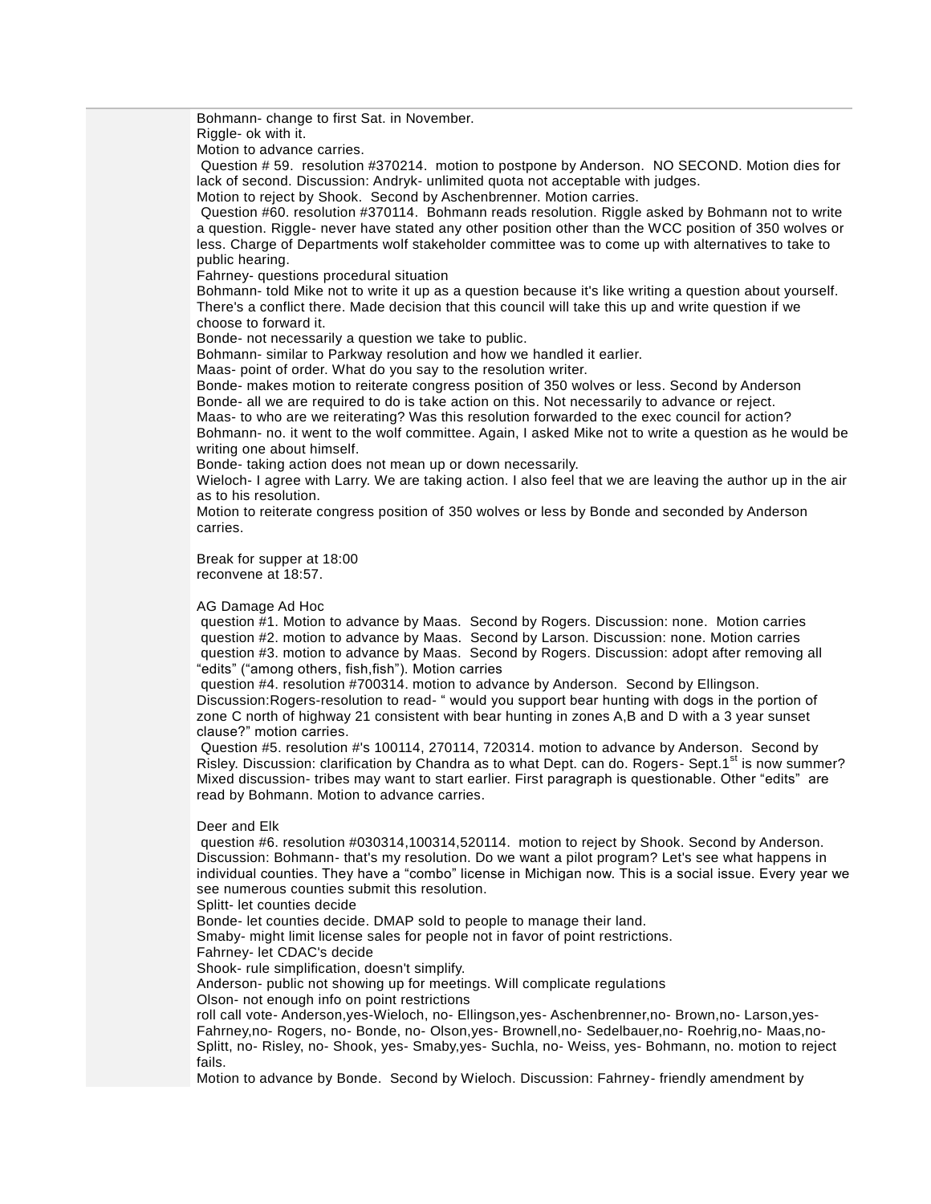Bohmann- change to first Sat. in November.
Riggle- ok with it.
Motion to advance carries.
Question # 59. resolution #370214. motion to postpone by Anderson. NO SECOND. Motion dies for lack of second. Discussion: Andryk- unlimited quota not acceptable with judges.
Motion to reject by Shook. Second by Aschenbrenner. Motion carries.
Question #60. resolution #370114. Bohmann reads resolution. Riggle asked by Bohmann not to write a question. Riggle- never have stated any other position other than the WCC position of 350 wolves or less. Charge of Departments wolf stakeholder committee was to come up with alternatives to take to public hearing.
Fahrney- questions procedural situation
Bohmann- told Mike not to write it up as a question because it's like writing a question about yourself. There's a conflict there. Made decision that this council will take this up and write question if we choose to forward it.
Bonde- not necessarily a question we take to public.
Bohmann- similar to Parkway resolution and how we handled it earlier.
Maas- point of order. What do you say to the resolution writer.
Bonde- makes motion to reiterate congress position of 350 wolves or less. Second by Anderson
Bonde- all we are required to do is take action on this. Not necessarily to advance or reject.
Maas- to who are we reiterating? Was this resolution forwarded to the exec council for action?
Bohmann- no. it went to the wolf committee. Again, I asked Mike not to write a question as he would be writing one about himself.
Bonde- taking action does not mean up or down necessarily.
Wieloch- I agree with Larry. We are taking action. I also feel that we are leaving the author up in the air as to his resolution.
Motion to reiterate congress position of 350 wolves or less by Bonde and seconded by Anderson carries.

Break for supper at 18:00
reconvene at 18:57.

AG Damage Ad Hoc
question #1. Motion to advance by Maas. Second by Rogers. Discussion: none. Motion carries
question #2. motion to advance by Maas. Second by Larson. Discussion: none. Motion carries
question #3. motion to advance by Maas. Second by Rogers. Discussion: adopt after removing all "edits" ("among others, fish,fish"). Motion carries
question #4. resolution #700314. motion to advance by Anderson. Second by Ellingson. Discussion:Rogers-resolution to read- " would you support bear hunting with dogs in the portion of zone C north of highway 21 consistent with bear hunting in zones A,B and D with a 3 year sunset clause?" motion carries.
Question #5. resolution #'s 100114, 270114, 720314. motion to advance by Anderson. Second by Risley. Discussion: clarification by Chandra as to what Dept. can do. Rogers- Sept.1st is now summer? Mixed discussion- tribes may want to start earlier. First paragraph is questionable. Other "edits" are read by Bohmann. Motion to advance carries.

Deer and Elk
question #6. resolution #030314,100314,520114. motion to reject by Shook. Second by Anderson. Discussion: Bohmann- that's my resolution. Do we want a pilot program? Let's see what happens in individual counties. They have a "combo" license in Michigan now. This is a social issue. Every year we see numerous counties submit this resolution.
Splitt- let counties decide
Bonde- let counties decide. DMAP sold to people to manage their land.
Smaby- might limit license sales for people not in favor of point restrictions.
Fahrney- let CDAC's decide
Shook- rule simplification, doesn't simplify.
Anderson- public not showing up for meetings. Will complicate regulations
Olson- not enough info on point restrictions
roll call vote- Anderson,yes-Wieloch, no- Ellingson,yes- Aschenbrenner,no- Brown,no- Larson,yes- Fahrney,no- Rogers, no- Bonde, no- Olson,yes- Brownell,no- Sedelbauer,no- Roehrig,no- Maas,no- Splitt, no- Risley, no- Shook, yes- Smaby,yes- Suchla, no- Weiss, yes- Bohmann, no. motion to reject fails.
Motion to advance by Bonde. Second by Wieloch. Discussion: Fahrney- friendly amendment by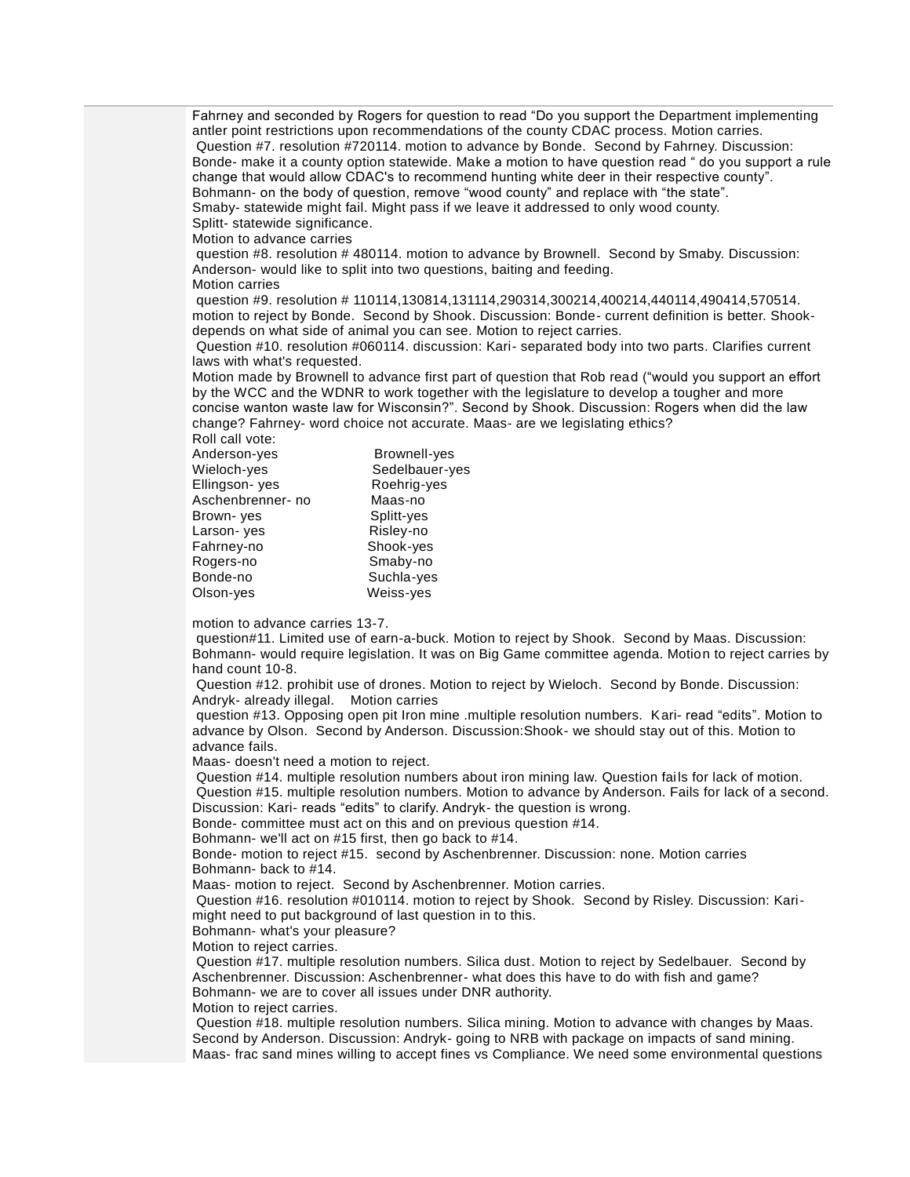Fahrney and seconded by Rogers for question to read "Do you support the Department implementing antler point restrictions upon recommendations of the county CDAC process. Motion carries.

Question #7. resolution #720114. motion to advance by Bonde. Second by Fahrney. Discussion: Bonde- make it a county option statewide. Make a motion to have question read " do you support a rule change that would allow CDAC's to recommend hunting white deer in their respective county".
Bohmann- on the body of question, remove "wood county" and replace with "the state".
Smaby- statewide might fail. Might pass if we leave it addressed to only wood county.
Splitt- statewide significance.
Motion to advance carries

question #8. resolution # 480114. motion to advance by Brownell. Second by Smaby. Discussion: Anderson- would like to split into two questions, baiting and feeding.
Motion carries

question #9. resolution # 110114,130814,131114,290314,300214,400214,440114,490414,570514. motion to reject by Bonde. Second by Shook. Discussion: Bonde- current definition is better. Shook- depends on what side of animal you can see. Motion to reject carries.

Question #10. resolution #060114. discussion: Kari- separated body into two parts. Clarifies current laws with what's requested.
Motion made by Brownell to advance first part of question that Rob read ("would you support an effort by the WCC and the WDNR to work together with the legislature to develop a tougher and more concise wanton waste law for Wisconsin?". Second by Shook. Discussion: Rogers when did the law change? Fahrney- word choice not accurate. Maas- are we legislating ethics?
Roll call vote:

| | |
|---|---|
| Anderson-yes | Brownell-yes |
| Wieloch-yes | Sedelbauer-yes |
| Ellingson- yes | Roehrig-yes |
| Aschenbrenner- no | Maas-no |
| Brown- yes | Splitt-yes |
| Larson- yes | Risley-no |
| Fahrney-no | Shook-yes |
| Rogers-no | Smaby-no |
| Bonde-no | Suchla-yes |
| Olson-yes | Weiss-yes |

motion to advance carries 13-7.

question#11. Limited use of earn-a-buck. Motion to reject by Shook. Second by Maas. Discussion: Bohmann- would require legislation. It was on Big Game committee agenda. Motion to reject carries by hand count 10-8.

Question #12. prohibit use of drones. Motion to reject by Wieloch. Second by Bonde. Discussion: Andryk- already illegal. Motion carries

question #13. Opposing open pit Iron mine .multiple resolution numbers. Kari- read "edits". Motion to advance by Olson. Second by Anderson. Discussion:Shook- we should stay out of this. Motion to advance fails.
Maas- doesn't need a motion to reject.

Question #14. multiple resolution numbers about iron mining law. Question fails for lack of motion.

Question #15. multiple resolution numbers. Motion to advance by Anderson. Fails for lack of a second. Discussion: Kari- reads "edits" to clarify. Andryk- the question is wrong.
Bonde- committee must act on this and on previous question #14.
Bohmann- we'll act on #15 first, then go back to #14.
Bonde- motion to reject #15. second by Aschenbrenner. Discussion: none. Motion carries
Bohmann- back to #14.
Maas- motion to reject. Second by Aschenbrenner. Motion carries.

Question #16. resolution #010114. motion to reject by Shook. Second by Risley. Discussion: Kari- might need to put background of last question in to this.
Bohmann- what's your pleasure?
Motion to reject carries.

Question #17. multiple resolution numbers. Silica dust. Motion to reject by Sedelbauer. Second by Aschenbrenner. Discussion: Aschenbrenner- what does this have to do with fish and game?
Bohmann- we are to cover all issues under DNR authority.
Motion to reject carries.

Question #18. multiple resolution numbers. Silica mining. Motion to advance with changes by Maas. Second by Anderson. Discussion: Andryk- going to NRB with package on impacts of sand mining. Maas- frac sand mines willing to accept fines vs Compliance. We need some environmental questions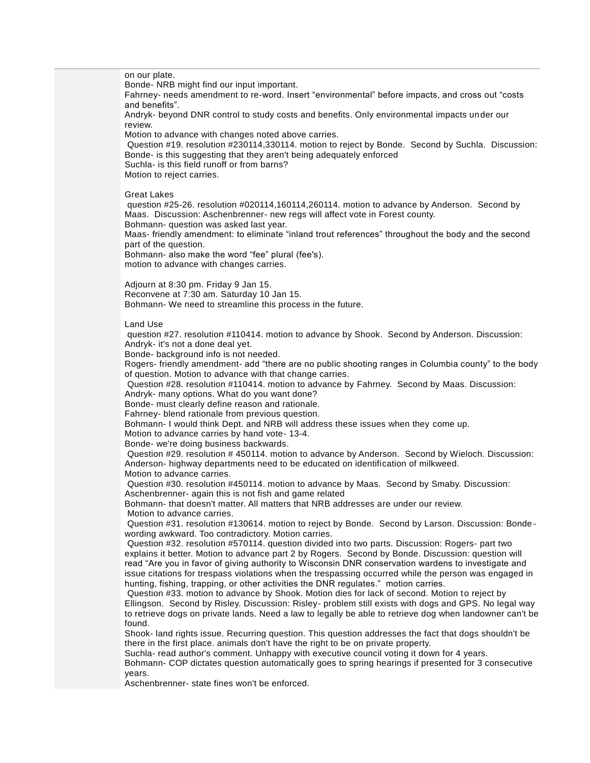on our plate.

Bonde- NRB might find our input important.

Fahrney- needs amendment to re-word. Insert "environmental" before impacts, and cross out "costs and benefits".

Andryk- beyond DNR control to study costs and benefits. Only environmental impacts under our review.

Motion to advance with changes noted above carries.

Question #19. resolution #230114,330114. motion to reject by Bonde. Second by Suchla. Discussion: Bonde- is this suggesting that they aren't being adequately enforced

Suchla- is this field runoff or from barns?

Motion to reject carries.

Great Lakes

question #25-26. resolution #020114,160114,260114. motion to advance by Anderson. Second by Maas. Discussion: Aschenbrenner- new regs will affect vote in Forest county.

Bohmann- question was asked last year.

Maas- friendly amendment: to eliminate "inland trout references" throughout the body and the second part of the question.

Bohmann- also make the word "fee" plural (fee's).

motion to advance with changes carries.

Adjourn at 8:30 pm. Friday 9 Jan 15.

Reconvene at 7:30 am. Saturday 10 Jan 15.

Bohmann- We need to streamline this process in the future.

Land Use

question #27. resolution #110414. motion to advance by Shook. Second by Anderson. Discussion: Andryk- it's not a done deal yet.

Bonde- background info is not needed.

Rogers- friendly amendment- add "there are no public shooting ranges in Columbia county" to the body of question. Motion to advance with that change carries.

Question #28. resolution #110414. motion to advance by Fahrney. Second by Maas. Discussion: Andryk- many options. What do you want done?

Bonde- must clearly define reason and rationale.

Fahrney- blend rationale from previous question.

Bohmann- I would think Dept. and NRB will address these issues when they come up.

Motion to advance carries by hand vote- 13-4.

Bonde- we're doing business backwards.

Question #29. resolution # 450114. motion to advance by Anderson. Second by Wieloch. Discussion: Anderson- highway departments need to be educated on identification of milkweed.

Motion to advance carries.

Question #30. resolution #450114. motion to advance by Maas. Second by Smaby. Discussion: Aschenbrenner- again this is not fish and game related

Bohmann- that doesn't matter. All matters that NRB addresses are under our review.

Motion to advance carries.

Question #31. resolution #130614. motion to reject by Bonde. Second by Larson. Discussion: Bonde- wording awkward. Too contradictory. Motion carries.

Question #32. resolution #570114. question divided into two parts. Discussion: Rogers- part two explains it better. Motion to advance part 2 by Rogers. Second by Bonde. Discussion: question will read "Are you in favor of giving authority to Wisconsin DNR conservation wardens to investigate and issue citations for trespass violations when the trespassing occurred while the person was engaged in hunting, fishing, trapping, or other activities the DNR regulates." motion carries.

Question #33. motion to advance by Shook. Motion dies for lack of second. Motion to reject by Ellingson. Second by Risley. Discussion: Risley- problem still exists with dogs and GPS. No legal way to retrieve dogs on private lands. Need a law to legally be able to retrieve dog when landowner can't be found.

Shook- land rights issue. Recurring question. This question addresses the fact that dogs shouldn't be there in the first place. animals don't have the right to be on private property.

Suchla- read author's comment. Unhappy with executive council voting it down for 4 years.

Bohmann- COP dictates question automatically goes to spring hearings if presented for 3 consecutive years.

Aschenbrenner- state fines won't be enforced.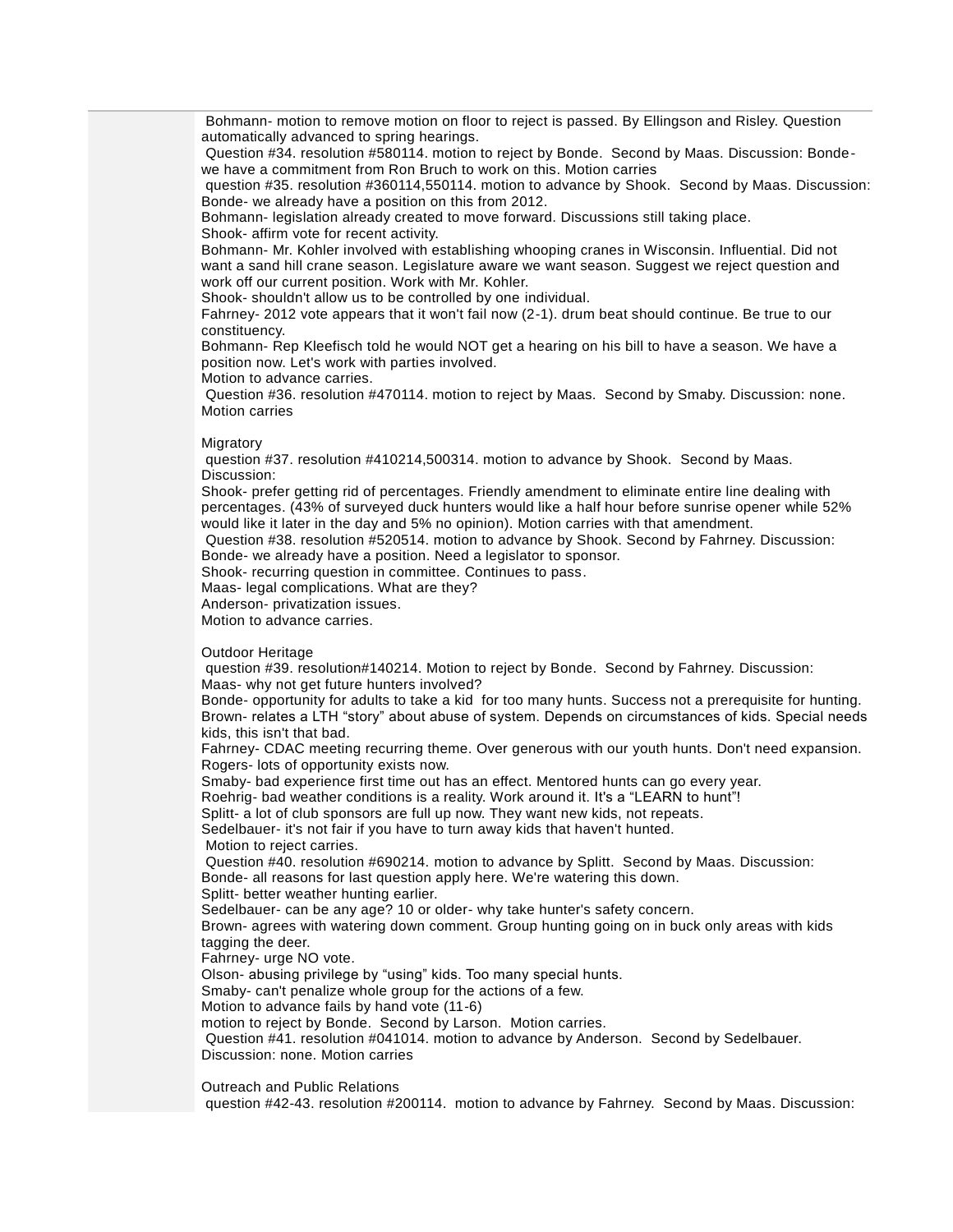Bohmann- motion to remove motion on floor to reject is passed. By Ellingson and Risley. Question automatically advanced to spring hearings.

Question #34. resolution #580114. motion to reject by Bonde. Second by Maas. Discussion: Bonde- we have a commitment from Ron Bruch to work on this. Motion carries

question #35. resolution #360114,550114. motion to advance by Shook. Second by Maas. Discussion: Bonde- we already have a position on this from 2012.

Bohmann- legislation already created to move forward. Discussions still taking place.

Shook- affirm vote for recent activity.

Bohmann- Mr. Kohler involved with establishing whooping cranes in Wisconsin. Influential. Did not want a sand hill crane season. Legislature aware we want season. Suggest we reject question and work off our current position. Work with Mr. Kohler.

Shook- shouldn't allow us to be controlled by one individual.

Fahrney- 2012 vote appears that it won't fail now (2-1). drum beat should continue. Be true to our constituency.

Bohmann- Rep Kleefisch told he would NOT get a hearing on his bill to have a season. We have a position now. Let's work with parties involved.

Motion to advance carries.

Question #36. resolution #470114. motion to reject by Maas. Second by Smaby. Discussion: none. Motion carries

Migratory

question #37. resolution #410214,500314. motion to advance by Shook. Second by Maas. Discussion:

Shook- prefer getting rid of percentages. Friendly amendment to eliminate entire line dealing with percentages. (43% of surveyed duck hunters would like a half hour before sunrise opener while 52% would like it later in the day and 5% no opinion). Motion carries with that amendment.

Question #38. resolution #520514. motion to advance by Shook. Second by Fahrney. Discussion:

Bonde- we already have a position. Need a legislator to sponsor.

Shook- recurring question in committee. Continues to pass.

Maas- legal complications. What are they?

Anderson- privatization issues.

Motion to advance carries.

Outdoor Heritage

question #39. resolution#140214. Motion to reject by Bonde. Second by Fahrney. Discussion:

Maas- why not get future hunters involved?

Bonde- opportunity for adults to take a kid for too many hunts. Success not a prerequisite for hunting.

Brown- relates a LTH "story" about abuse of system. Depends on circumstances of kids. Special needs kids, this isn't that bad.

Fahrney- CDAC meeting recurring theme. Over generous with our youth hunts. Don't need expansion.

Rogers- lots of opportunity exists now.

Smaby- bad experience first time out has an effect. Mentored hunts can go every year.

Roehrig- bad weather conditions is a reality. Work around it. It's a "LEARN to hunt"!

Splitt- a lot of club sponsors are full up now. They want new kids, not repeats.

Sedelbauer- it's not fair if you have to turn away kids that haven't hunted.

Motion to reject carries.

Question #40. resolution #690214. motion to advance by Splitt. Second by Maas. Discussion:

Bonde- all reasons for last question apply here. We're watering this down.

Splitt- better weather hunting earlier.

Sedelbauer- can be any age? 10 or older- why take hunter's safety concern.

Brown- agrees with watering down comment. Group hunting going on in buck only areas with kids tagging the deer.

Fahrney- urge NO vote.

Olson- abusing privilege by "using" kids. Too many special hunts.

Smaby- can't penalize whole group for the actions of a few.

Motion to advance fails by hand vote (11-6)

motion to reject by Bonde. Second by Larson. Motion carries.

Question #41. resolution #041014. motion to advance by Anderson. Second by Sedelbauer. Discussion: none. Motion carries

Outreach and Public Relations

question #42-43. resolution #200114. motion to advance by Fahrney. Second by Maas. Discussion: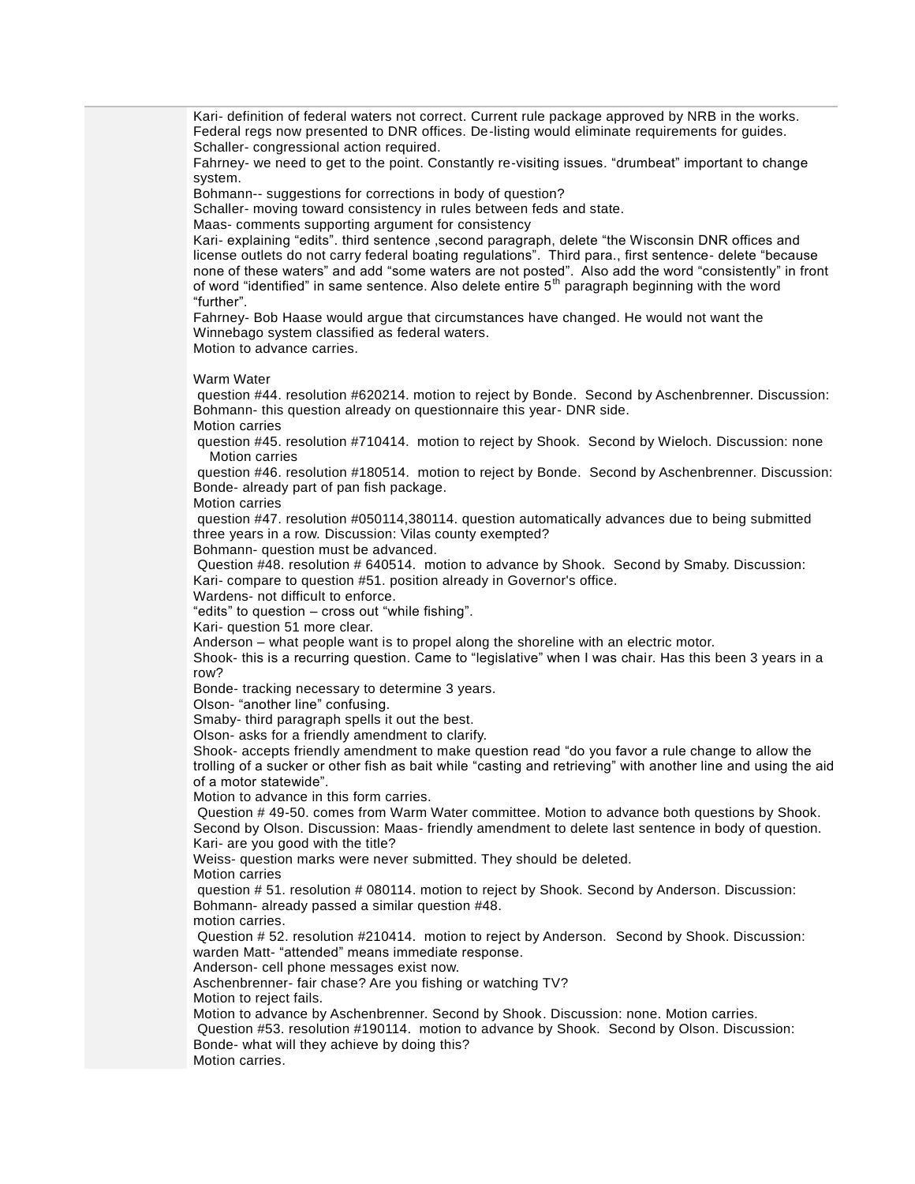Kari- definition of federal waters not correct. Current rule package approved by NRB in the works. Federal regs now presented to DNR offices. De-listing would eliminate requirements for guides.
Schaller- congressional action required.
Fahrney- we need to get to the point. Constantly re-visiting issues. "drumbeat" important to change system.
Bohmann-- suggestions for corrections in body of question?
Schaller- moving toward consistency in rules between feds and state.
Maas- comments supporting argument for consistency
Kari- explaining "edits". third sentence ,second paragraph, delete "the Wisconsin DNR offices and license outlets do not carry federal boating regulations". Third para., first sentence- delete "because none of these waters" and add "some waters are not posted". Also add the word "consistently" in front of word "identified" in same sentence. Also delete entire 5th paragraph beginning with the word "further".
Fahrney- Bob Haase would argue that circumstances have changed. He would not want the Winnebago system classified as federal waters.
Motion to advance carries.

Warm Water
question #44. resolution #620214. motion to reject by Bonde. Second by Aschenbrenner. Discussion: Bohmann- this question already on questionnaire this year- DNR side.
Motion carries
question #45. resolution #710414. motion to reject by Shook. Second by Wieloch. Discussion: none
Motion carries
question #46. resolution #180514. motion to reject by Bonde. Second by Aschenbrenner. Discussion: Bonde- already part of pan fish package.
Motion carries
question #47. resolution #050114,380114. question automatically advances due to being submitted three years in a row. Discussion: Vilas county exempted?
Bohmann- question must be advanced.
Question #48. resolution # 640514. motion to advance by Shook. Second by Smaby. Discussion:
Kari- compare to question #51. position already in Governor's office.
Wardens- not difficult to enforce.
"edits" to question – cross out "while fishing".
Kari- question 51 more clear.
Anderson – what people want is to propel along the shoreline with an electric motor.
Shook- this is a recurring question. Came to "legislative" when I was chair. Has this been 3 years in a row?
Bonde- tracking necessary to determine 3 years.
Olson- "another line" confusing.
Smaby- third paragraph spells it out the best.
Olson- asks for a friendly amendment to clarify.
Shook- accepts friendly amendment to make question read "do you favor a rule change to allow the trolling of a sucker or other fish as bait while "casting and retrieving" with another line and using the aid of a motor statewide".
Motion to advance in this form carries.
Question # 49-50. comes from Warm Water committee. Motion to advance both questions by Shook. Second by Olson. Discussion: Maas- friendly amendment to delete last sentence in body of question.
Kari- are you good with the title?
Weiss- question marks were never submitted. They should be deleted.
Motion carries
question # 51. resolution # 080114. motion to reject by Shook. Second by Anderson. Discussion: Bohmann- already passed a similar question #48.
motion carries.
Question # 52. resolution #210414. motion to reject by Anderson. Second by Shook. Discussion: warden Matt- "attended" means immediate response.
Anderson- cell phone messages exist now.
Aschenbrenner- fair chase? Are you fishing or watching TV?
Motion to reject fails.
Motion to advance by Aschenbrenner. Second by Shook. Discussion: none. Motion carries.
Question #53. resolution #190114. motion to advance by Shook. Second by Olson. Discussion: Bonde- what will they achieve by doing this?
Motion carries.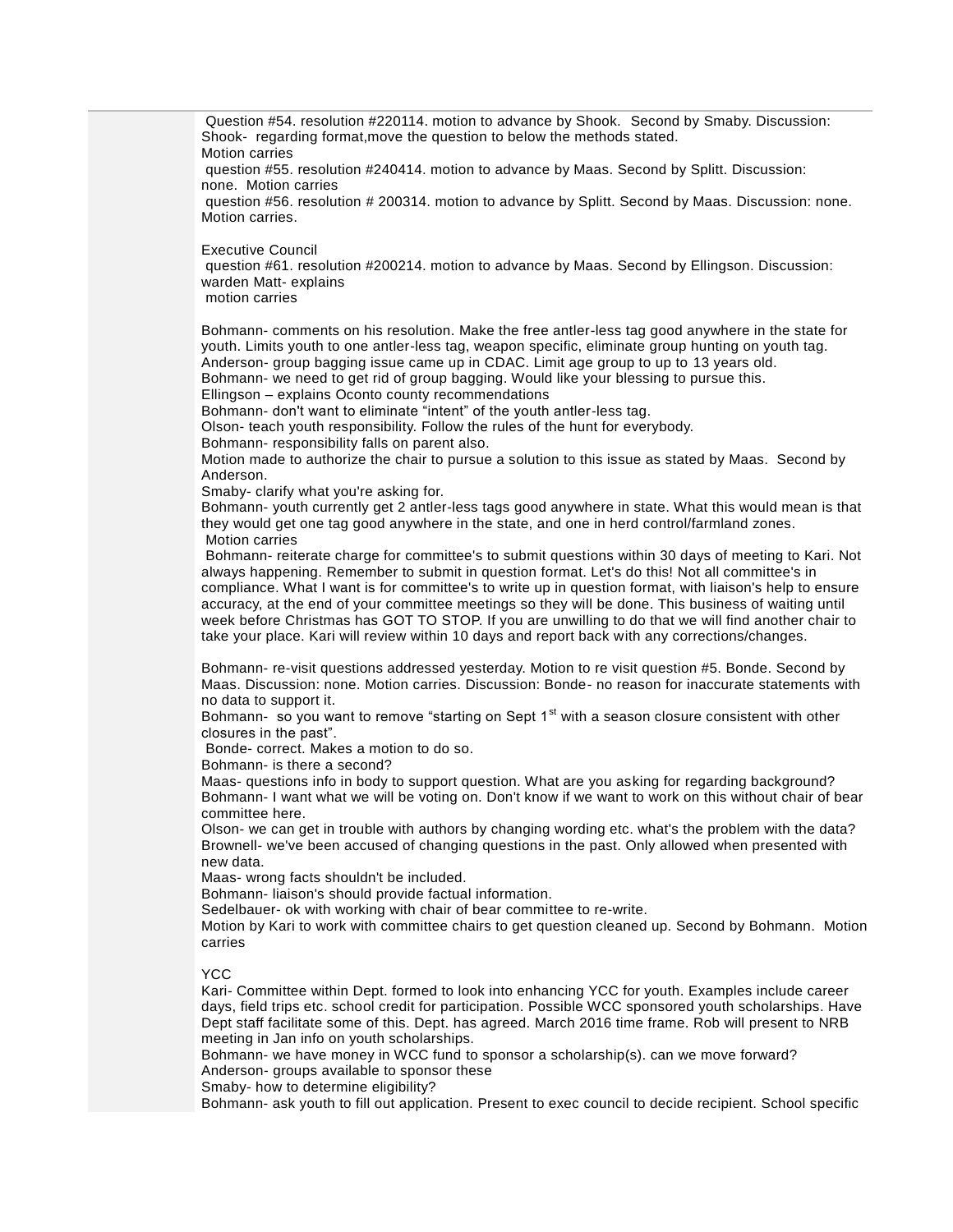Question #54. resolution #220114. motion to advance by Shook. Second by Smaby. Discussion: Shook- regarding format,move the question to below the methods stated.
Motion carries

question #55. resolution #240414. motion to advance by Maas. Second by Splitt. Discussion: none. Motion carries

question #56. resolution # 200314. motion to advance by Splitt. Second by Maas. Discussion: none. Motion carries.

Executive Council

question #61. resolution #200214. motion to advance by Maas. Second by Ellingson. Discussion: warden Matt- explains
motion carries

Bohmann- comments on his resolution. Make the free antler-less tag good anywhere in the state for youth. Limits youth to one antler-less tag, weapon specific, eliminate group hunting on youth tag.
Anderson- group bagging issue came up in CDAC. Limit age group to up to 13 years old.
Bohmann- we need to get rid of group bagging. Would like your blessing to pursue this.
Ellingson – explains Oconto county recommendations
Bohmann- don't want to eliminate "intent" of the youth antler-less tag.
Olson- teach youth responsibility. Follow the rules of the hunt for everybody.
Bohmann- responsibility falls on parent also.
Motion made to authorize the chair to pursue a solution to this issue as stated by Maas. Second by Anderson.
Smaby- clarify what you're asking for.
Bohmann- youth currently get 2 antler-less tags good anywhere in state. What this would mean is that they would get one tag good anywhere in the state, and one in herd control/farmland zones.
Motion carries

Bohmann- reiterate charge for committee's to submit questions within 30 days of meeting to Kari. Not always happening. Remember to submit in question format. Let's do this! Not all committee's in compliance. What I want is for committee's to write up in question format, with liaison's help to ensure accuracy, at the end of your committee meetings so they will be done. This business of waiting until week before Christmas has GOT TO STOP. If you are unwilling to do that we will find another chair to take your place. Kari will review within 10 days and report back with any corrections/changes.

Bohmann- re-visit questions addressed yesterday. Motion to re visit question #5. Bonde. Second by Maas. Discussion: none. Motion carries. Discussion: Bonde- no reason for inaccurate statements with no data to support it.
Bohmann- so you want to remove "starting on Sept 1st with a season closure consistent with other closures in the past".
Bonde- correct. Makes a motion to do so.
Bohmann- is there a second?
Maas- questions info in body to support question. What are you asking for regarding background?
Bohmann- I want what we will be voting on. Don't know if we want to work on this without chair of bear committee here.
Olson- we can get in trouble with authors by changing wording etc. what's the problem with the data?
Brownell- we've been accused of changing questions in the past. Only allowed when presented with new data.
Maas- wrong facts shouldn't be included.
Bohmann- liaison's should provide factual information.
Sedelbauer- ok with working with chair of bear committee to re-write.
Motion by Kari to work with committee chairs to get question cleaned up. Second by Bohmann. Motion carries

YCC

Kari- Committee within Dept. formed to look into enhancing YCC for youth. Examples include career days, field trips etc. school credit for participation. Possible WCC sponsored youth scholarships. Have Dept staff facilitate some of this. Dept. has agreed. March 2016 time frame. Rob will present to NRB meeting in Jan info on youth scholarships.
Bohmann- we have money in WCC fund to sponsor a scholarship(s). can we move forward?
Anderson- groups available to sponsor these
Smaby- how to determine eligibility?
Bohmann- ask youth to fill out application. Present to exec council to decide recipient. School specific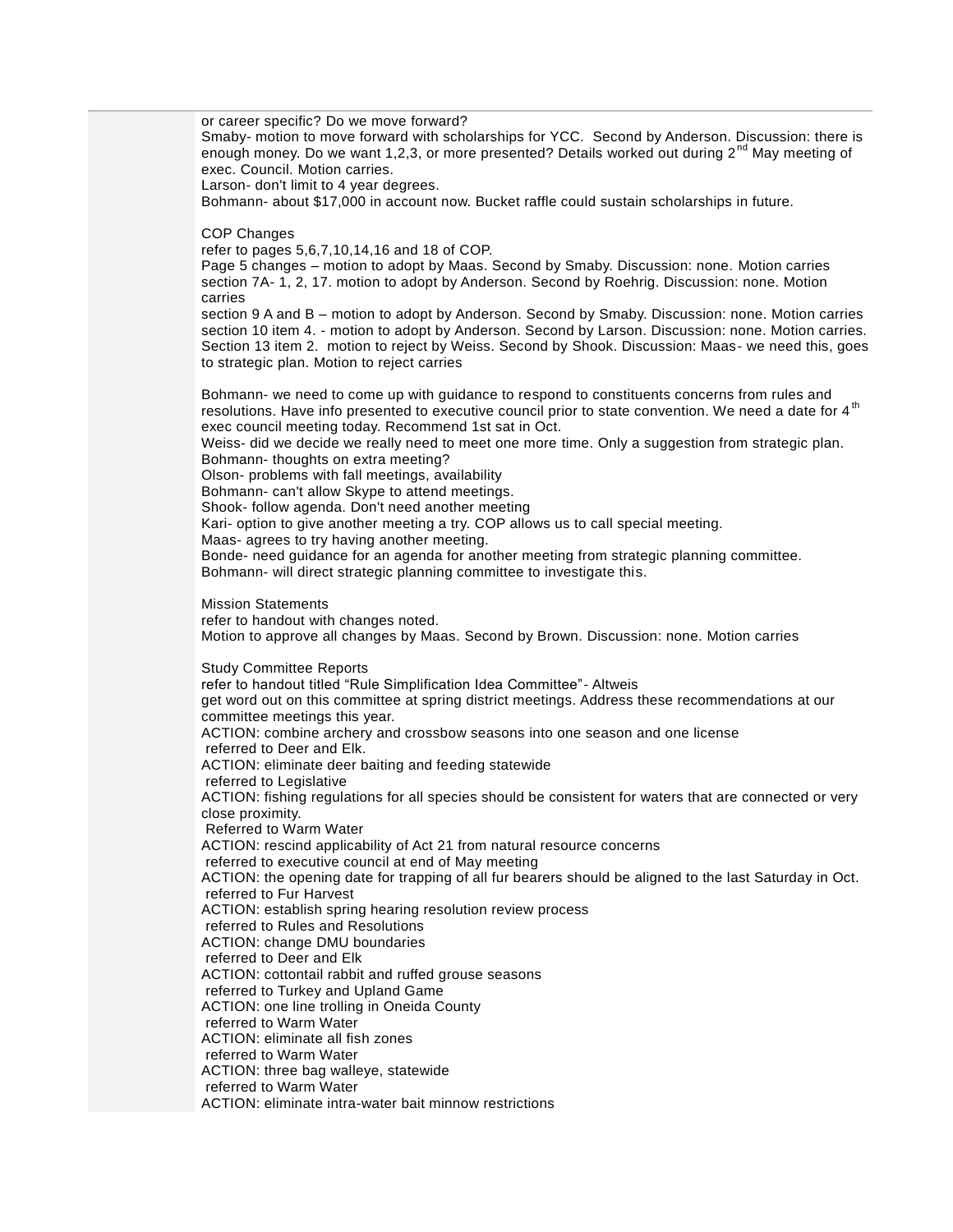or career specific? Do we move forward?
Smaby- motion to move forward with scholarships for YCC. Second by Anderson. Discussion: there is enough money. Do we want 1,2,3, or more presented? Details worked out during 2nd May meeting of exec. Council. Motion carries.
Larson- don't limit to 4 year degrees.
Bohmann- about $17,000 in account now. Bucket raffle could sustain scholarships in future.

COP Changes
refer to pages 5,6,7,10,14,16 and 18 of COP.
Page 5 changes – motion to adopt by Maas. Second by Smaby. Discussion: none. Motion carries
section 7A- 1, 2, 17. motion to adopt by Anderson. Second by Roehrig. Discussion: none. Motion carries
section 9 A and B – motion to adopt by Anderson. Second by Smaby. Discussion: none. Motion carries
section 10 item 4. - motion to adopt by Anderson. Second by Larson. Discussion: none. Motion carries.
Section 13 item 2. motion to reject by Weiss. Second by Shook. Discussion: Maas- we need this, goes to strategic plan. Motion to reject carries

Bohmann- we need to come up with guidance to respond to constituents concerns from rules and resolutions. Have info presented to executive council prior to state convention. We need a date for 4th exec council meeting today. Recommend 1st sat in Oct.
Weiss- did we decide we really need to meet one more time. Only a suggestion from strategic plan.
Bohmann- thoughts on extra meeting?
Olson- problems with fall meetings, availability
Bohmann- can't allow Skype to attend meetings.
Shook- follow agenda. Don't need another meeting
Kari- option to give another meeting a try. COP allows us to call special meeting.
Maas- agrees to try having another meeting.
Bonde- need guidance for an agenda for another meeting from strategic planning committee.
Bohmann- will direct strategic planning committee to investigate this.

Mission Statements
refer to handout with changes noted.
Motion to approve all changes by Maas. Second by Brown. Discussion: none. Motion carries

Study Committee Reports
refer to handout titled "Rule Simplification Idea Committee"- Altweis
get word out on this committee at spring district meetings. Address these recommendations at our committee meetings this year.
ACTION: combine archery and crossbow seasons into one season and one license
referred to Deer and Elk.
ACTION: eliminate deer baiting and feeding statewide
referred to Legislative
ACTION: fishing regulations for all species should be consistent for waters that are connected or very close proximity.
Referred to Warm Water
ACTION: rescind applicability of Act 21 from natural resource concerns
referred to executive council at end of May meeting
ACTION: the opening date for trapping of all fur bearers should be aligned to the last Saturday in Oct.
referred to Fur Harvest
ACTION: establish spring hearing resolution review process
referred to Rules and Resolutions
ACTION: change DMU boundaries
referred to Deer and Elk
ACTION: cottontail rabbit and ruffed grouse seasons
referred to Turkey and Upland Game
ACTION: one line trolling in Oneida County
referred to Warm Water
ACTION: eliminate all fish zones
referred to Warm Water
ACTION: three bag walleye, statewide
referred to Warm Water
ACTION: eliminate intra-water bait minnow restrictions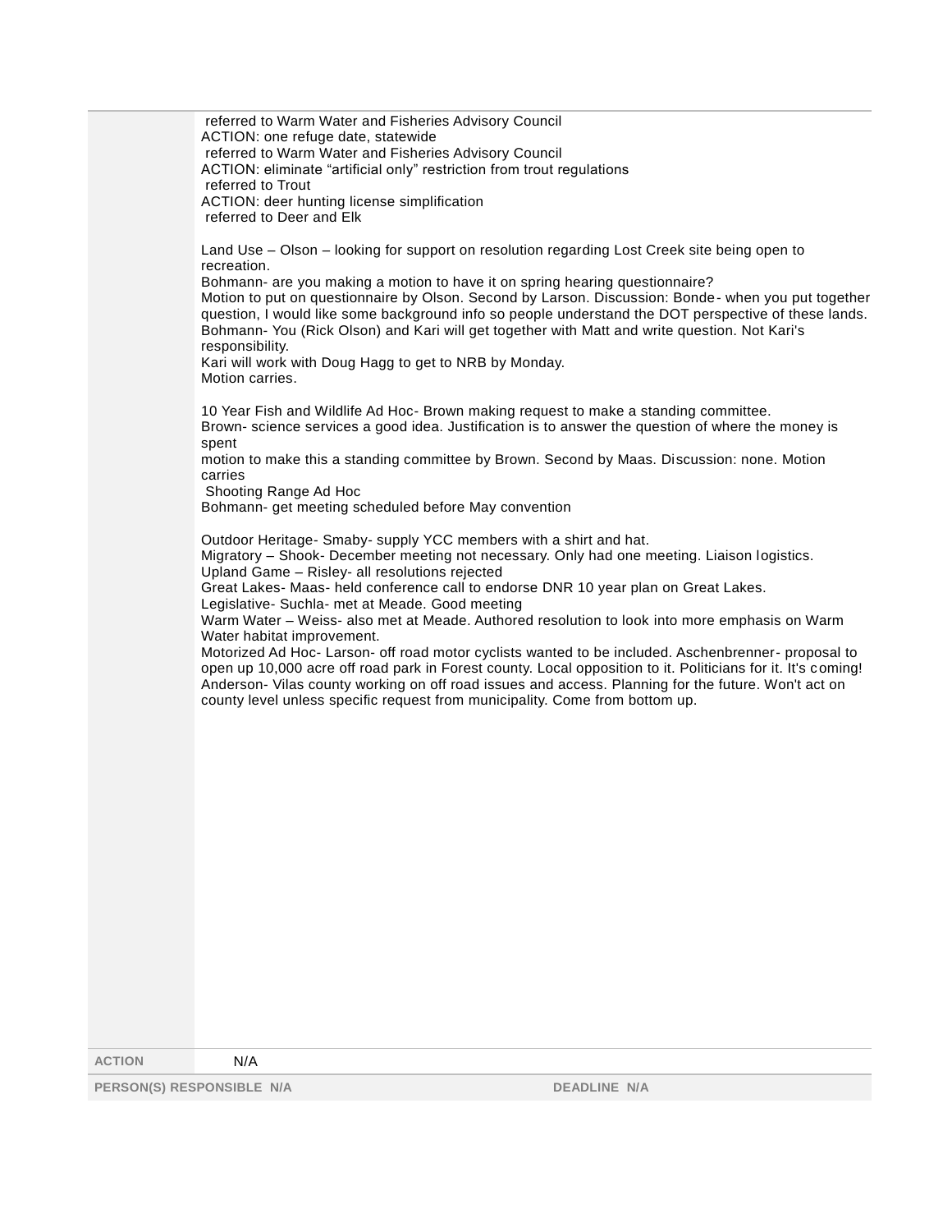referred to Warm Water and Fisheries Advisory Council
ACTION: one refuge date, statewide
referred to Warm Water and Fisheries Advisory Council
ACTION: eliminate “artificial only” restriction from trout regulations
referred to Trout
ACTION: deer hunting license simplification
referred to Deer and Elk

Land Use – Olson – looking for support on resolution regarding Lost Creek site being open to recreation.
Bohmann- are you making a motion to have it on spring hearing questionnaire?
Motion to put on questionnaire by Olson. Second by Larson. Discussion: Bonde- when you put together question, I would like some background info so people understand the DOT perspective of these lands.
Bohmann- You (Rick Olson) and Kari will get together with Matt and write question. Not Kari's responsibility.
Kari will work with Doug Hagg to get to NRB by Monday.
Motion carries.

10 Year Fish and Wildlife Ad Hoc- Brown making request to make a standing committee.
Brown- science services a good idea. Justification is to answer the question of where the money is spent
motion to make this a standing committee by Brown. Second by Maas. Discussion: none. Motion carries
Shooting Range Ad Hoc
Bohmann- get meeting scheduled before May convention

Outdoor Heritage- Smaby- supply YCC members with a shirt and hat.
Migratory – Shook- December meeting not necessary. Only had one meeting. Liaison logistics.
Upland Game – Risley- all resolutions rejected
Great Lakes- Maas- held conference call to endorse DNR 10 year plan on Great Lakes.
Legislative- Suchla- met at Meade. Good meeting
Warm Water – Weiss- also met at Meade. Authored resolution to look into more emphasis on Warm Water habitat improvement.
Motorized Ad Hoc- Larson- off road motor cyclists wanted to be included. Aschenbrenner- proposal to open up 10,000 acre off road park in Forest county. Local opposition to it. Politicians for it. It's coming!
Anderson- Vilas county working on off road issues and access. Planning for the future. Won't act on county level unless specific request from municipality. Come from bottom up.

**ACTION** N/A

**PERSON(S) RESPONSIBLE** N/A **DEADLINE** N/A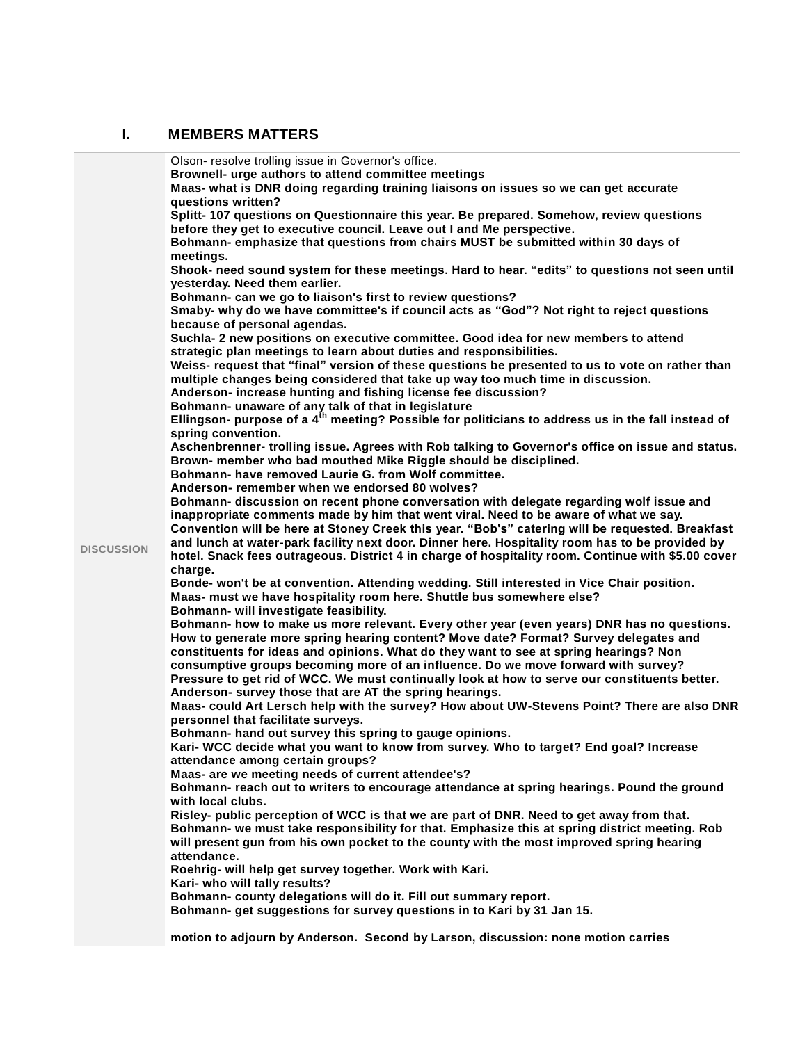## I. MEMBERS MATTERS

| | |
|---|---|
| DISCUSSION | Olson- resolve trolling issue in Governor's office.<br>**Brownell- urge authors to attend committee meetings**<br>**Maas- what is DNR doing regarding training liaisons on issues so we can get accurate questions written?**<br>**Splitt- 107 questions on Questionnaire this year. Be prepared. Somehow, review questions before they get to executive council. Leave out I and Me perspective.**<br>**Bohmann- emphasize that questions from chairs MUST be submitted within 30 days of meetings.**<br>**Shook- need sound system for these meetings. Hard to hear. "edits" to questions not seen until yesterday. Need them earlier.**<br>**Bohmann- can we go to liaison's first to review questions?**<br>**Smaby- why do we have committee's if council acts as "God"? Not right to reject questions because of personal agendas.**<br>**Suchla- 2 new positions on executive committee. Good idea for new members to attend strategic plan meetings to learn about duties and responsibilities.**<br>**Weiss- request that "final" version of these questions be presented to us to vote on rather than multiple changes being considered that take up way too much time in discussion.**<br>**Anderson- increase hunting and fishing license fee discussion?**<br>**Bohmann- unaware of any talk of that in legislature**<br>**Ellingson- purpose of a 4th meeting? Possible for politicians to address us in the fall instead of spring convention.**<br>**Aschenbrenner- trolling issue. Agrees with Rob talking to Governor's office on issue and status.**<br>**Brown- member who bad mouthed Mike Riggle should be disciplined.**<br>**Bohmann- have removed Laurie G. from Wolf committee.**<br>**Anderson- remember when we endorsed 80 wolves?**<br>**Bohmann- discussion on recent phone conversation with delegate regarding wolf issue and inappropriate comments made by him that went viral. Need to be aware of what we say.**<br>**Convention will be here at Stoney Creek this year. "Bob's" catering will be requested. Breakfast and lunch at water-park facility next door. Dinner here. Hospitality room has to be provided by hotel. Snack fees outrageous. District 4 in charge of hospitality room. Continue with $5.00 cover charge.**<br>**Bonde- won't be at convention. Attending wedding. Still interested in Vice Chair position.**<br>**Maas- must we have hospitality room here. Shuttle bus somewhere else?**<br>**Bohmann- will investigate feasibility.**<br>**Bohmann- how to make us more relevant. Every other year (even years) DNR has no questions. How to generate more spring hearing content? Move date? Format? Survey delegates and constituents for ideas and opinions. What do they want to see at spring hearings? Non consumptive groups becoming more of an influence. Do we move forward with survey? Pressure to get rid of WCC. We must continually look at how to serve our constituents better.**<br>**Anderson- survey those that are AT the spring hearings.**<br>**Maas- could Art Lersch help with the survey? How about UW-Stevens Point? There are also DNR personnel that facilitate surveys.**<br>**Bohmann- hand out survey this spring to gauge opinions.**<br>**Kari- WCC decide what you want to know from survey. Who to target? End goal? Increase attendance among certain groups?**<br>**Maas- are we meeting needs of current attendee's?**<br>**Bohmann- reach out to writers to encourage attendance at spring hearings. Pound the ground with local clubs.**<br>**Risley- public perception of WCC is that we are part of DNR. Need to get away from that.**<br>**Bohmann- we must take responsibility for that. Emphasize this at spring district meeting. Rob will present gun from his own pocket to the county with the most improved spring hearing attendance.**<br>**Roehrig- will help get survey together. Work with Kari.**<br>**Kari- who will tally results?**<br>**Bohmann- county delegations will do it. Fill out summary report.**<br>**Bohmann- get suggestions for survey questions in to Kari by 31 Jan 15.**<br><br>**motion to adjourn by Anderson. Second by Larson, discussion: none motion carries** |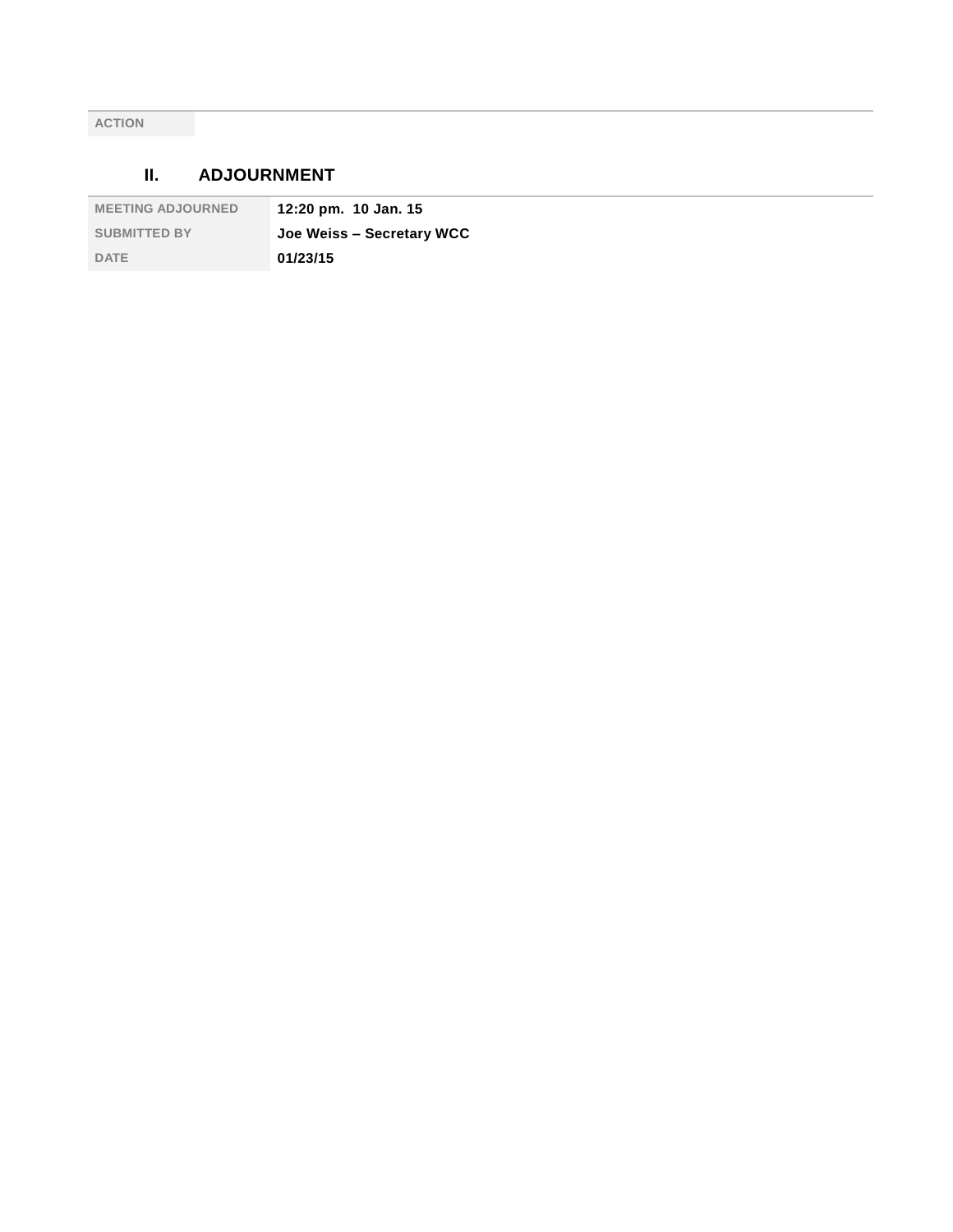| | |
|---|---|
| ACTION | |

## II. ADJOURNMENT

| | |
|---|---|
| MEETING ADJOURNED | **12:20 pm. 10 Jan. 15** |
| SUBMITTED BY | **Joe Weiss – Secretary WCC** |
| DATE | **01/23/15** |